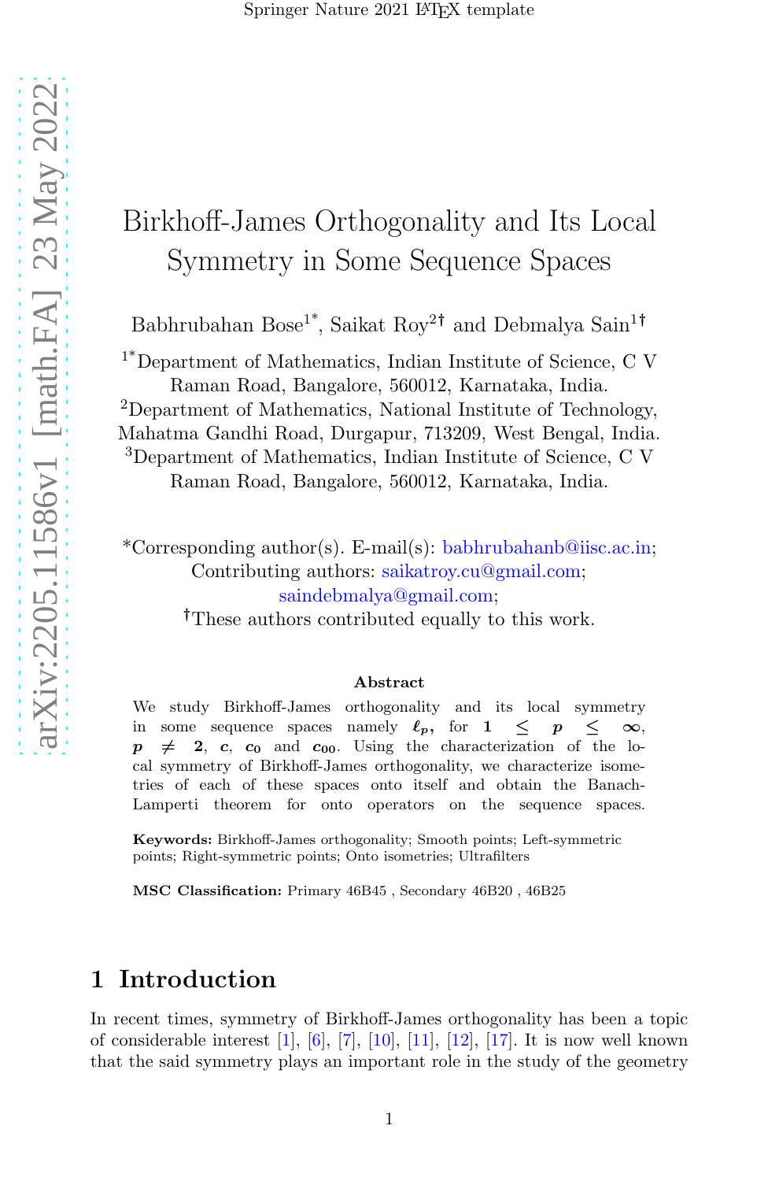# Birkhoff-James Orthogonality and Its Local Symmetry in Some Sequence Spaces

Babhrubahan Bose[1*], Saikat Roy[2†] and Debmalya Sain[1†]

[1*]Department of Mathematics, Indian Institute of Science, C V Raman Road, Bangalore, 560012, Karnataka, India.
[2]Department of Mathematics, National Institute of Technology, Mahatma Gandhi Road, Durgapur, 713209, West Bengal, India.
[3]Department of Mathematics, Indian Institute of Science, C V Raman Road, Bangalore, 560012, Karnataka, India.

*Corresponding author(s). E-mail(s): babhrubahanb@iisc.ac.in;
Contributing authors: saikatroy.cu@gmail.com; saindebmalya@gmail.com;
[†]These authors contributed equally to this work.

**Abstract**

We study Birkhoff-James orthogonality and its local symmetry in some sequence spaces namely $\ell_p$, for $1 \leq p \leq \infty$, $p \neq 2$, $c$, $c_0$ and $c_{00}$. Using the characterization of the local symmetry of Birkhoff-James orthogonality, we characterize isometries of each of these spaces onto itself and obtain the Banach-Lamperti theorem for onto operators on the sequence spaces.

**Keywords:** Birkhoff-James orthogonality; Smooth points; Left-symmetric points; Right-symmetric points; Onto isometries; Ultrafilters

**MSC Classification:** Primary 46B45 , Secondary 46B20 , 46B25

## 1 Introduction

In recent times, symmetry of Birkhoff-James orthogonality has been a topic of considerable interest [1], [6], [7], [10], [11], [12], [17]. It is now well known that the said symmetry plays an important role in the study of the geometry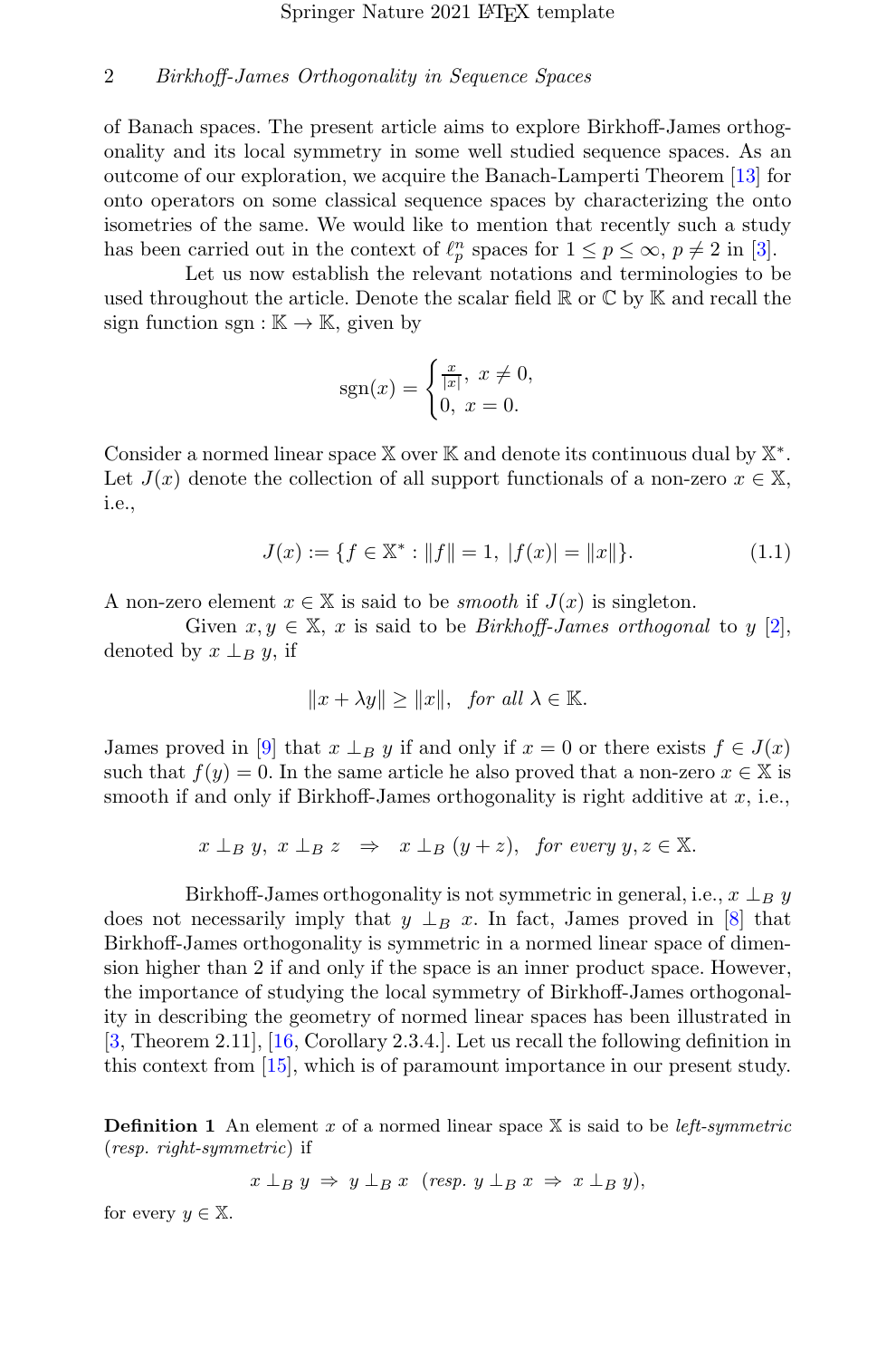of Banach spaces. The present article aims to explore Birkhoff-James orthogonality and its local symmetry in some well studied sequence spaces. As an outcome of our exploration, we acquire the Banach-Lamperti Theorem [13] for onto operators on some classical sequence spaces by characterizing the onto isometries of the same. We would like to mention that recently such a study has been carried out in the context of $\ell_p^n$ spaces for $1 \leq p \leq \infty$, $p \neq 2$ in [3].

Let us now establish the relevant notations and terminologies to be used throughout the article. Denote the scalar field $\mathbb{R}$ or $\mathbb{C}$ by $\mathbb{K}$ and recall the sign function $\text{sgn} : \mathbb{K} \to \mathbb{K}$, given by

$$\text{sgn}(x) = \begin{cases} \frac{x}{|x|}, & x \neq 0, \\ 0, & x = 0. \end{cases}$$

Consider a normed linear space $\mathbb{X}$ over $\mathbb{K}$ and denote its continuous dual by $\mathbb{X}^*$. Let $J(x)$ denote the collection of all support functionals of a non-zero $x \in \mathbb{X}$, i.e.,

$$J(x) := \{f \in \mathbb{X}^* : \|f\| = 1, \ |f(x)| = \|x\|\}. \tag{1.1}$$

A non-zero element $x \in \mathbb{X}$ is said to be *smooth* if $J(x)$ is singleton.

Given $x, y \in \mathbb{X}$, $x$ is said to be *Birkhoff-James orthogonal* to $y$ [2], denoted by $x \perp_B y$, if

$$\|x + \lambda y\| \geq \|x\|, \quad \textit{for all } \lambda \in \mathbb{K}.$$

James proved in [9] that $x \perp_B y$ if and only if $x = 0$ or there exists $f \in J(x)$ such that $f(y) = 0$. In the same article he also proved that a non-zero $x \in \mathbb{X}$ is smooth if and only if Birkhoff-James orthogonality is right additive at $x$, i.e.,

$$x \perp_B y, \ x \perp_B z \ \Rightarrow \ x \perp_B (y + z), \quad \textit{for every } y, z \in \mathbb{X}.$$

Birkhoff-James orthogonality is not symmetric in general, i.e., $x \perp_B y$ does not necessarily imply that $y \perp_B x$. In fact, James proved in [8] that Birkhoff-James orthogonality is symmetric in a normed linear space of dimension higher than 2 if and only if the space is an inner product space. However, the importance of studying the local symmetry of Birkhoff-James orthogonality in describing the geometry of normed linear spaces has been illustrated in [3, Theorem 2.11], [16, Corollary 2.3.4.]. Let us recall the following definition in this context from [15], which is of paramount importance in our present study.

**Definition 1** An element $x$ of a normed linear space $\mathbb{X}$ is said to be *left-symmetric* (*resp. right-symmetric*) if

$$x \perp_B y \ \Rightarrow \ y \perp_B x \quad (\textit{resp. } y \perp_B x \ \Rightarrow \ x \perp_B y),$$

for every $y \in \mathbb{X}$.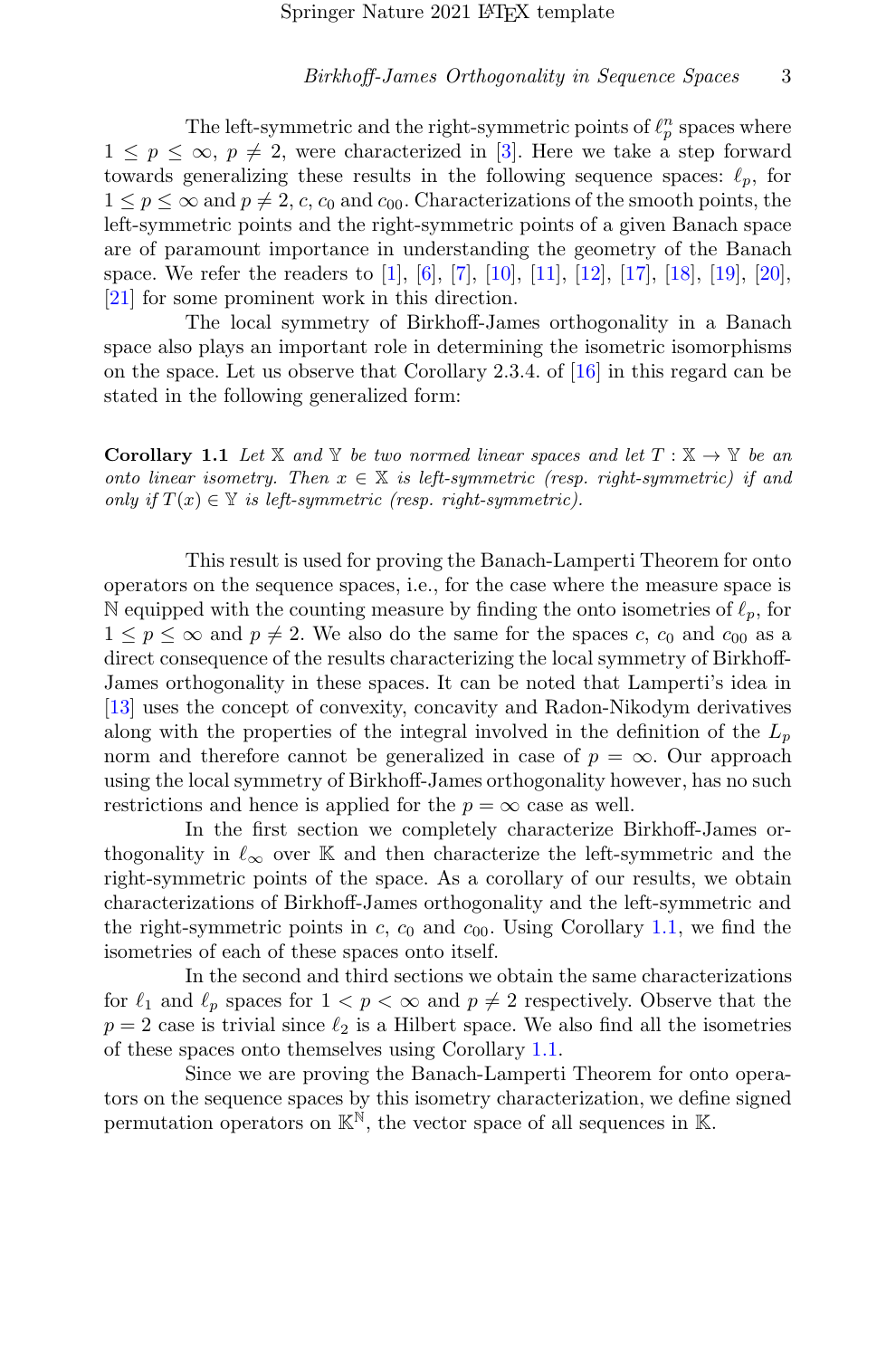The left-symmetric and the right-symmetric points of $\ell_p^n$ spaces where $1 \leq p \leq \infty$, $p \neq 2$, were characterized in [3]. Here we take a step forward towards generalizing these results in the following sequence spaces: $\ell_p$, for $1 \leq p \leq \infty$ and $p \neq 2$, $c$, $c_0$ and $c_{00}$. Characterizations of the smooth points, the left-symmetric points and the right-symmetric points of a given Banach space are of paramount importance in understanding the geometry of the Banach space. We refer the readers to [1], [6], [7], [10], [11], [12], [17], [18], [19], [20], [21] for some prominent work in this direction.

The local symmetry of Birkhoff-James orthogonality in a Banach space also plays an important role in determining the isometric isomorphisms on the space. Let us observe that Corollary 2.3.4. of [16] in this regard can be stated in the following generalized form:

**Corollary 1.1** *Let $\mathbb{X}$ and $\mathbb{Y}$ be two normed linear spaces and let $T : \mathbb{X} \to \mathbb{Y}$ be an onto linear isometry. Then $x \in \mathbb{X}$ is left-symmetric (resp. right-symmetric) if and only if $T(x) \in \mathbb{Y}$ is left-symmetric (resp. right-symmetric).*

This result is used for proving the Banach-Lamperti Theorem for onto operators on the sequence spaces, i.e., for the case where the measure space is $\mathbb{N}$ equipped with the counting measure by finding the onto isometries of $\ell_p$, for $1 \leq p \leq \infty$ and $p \neq 2$. We also do the same for the spaces $c$, $c_0$ and $c_{00}$ as a direct consequence of the results characterizing the local symmetry of Birkhoff-James orthogonality in these spaces. It can be noted that Lamperti's idea in [13] uses the concept of convexity, concavity and Radon-Nikodym derivatives along with the properties of the integral involved in the definition of the $L_p$ norm and therefore cannot be generalized in case of $p = \infty$. Our approach using the local symmetry of Birkhoff-James orthogonality however, has no such restrictions and hence is applied for the $p = \infty$ case as well.

In the first section we completely characterize Birkhoff-James orthogonality in $\ell_\infty$ over $\mathbb{K}$ and then characterize the left-symmetric and the right-symmetric points of the space. As a corollary of our results, we obtain characterizations of Birkhoff-James orthogonality and the left-symmetric and the right-symmetric points in $c$, $c_0$ and $c_{00}$. Using Corollary 1.1, we find the isometries of each of these spaces onto itself.

In the second and third sections we obtain the same characterizations for $\ell_1$ and $\ell_p$ spaces for $1 < p < \infty$ and $p \neq 2$ respectively. Observe that the $p = 2$ case is trivial since $\ell_2$ is a Hilbert space. We also find all the isometries of these spaces onto themselves using Corollary 1.1.

Since we are proving the Banach-Lamperti Theorem for onto operators on the sequence spaces by this isometry characterization, we define signed permutation operators on $\mathbb{K}^{\mathbb{N}}$, the vector space of all sequences in $\mathbb{K}$.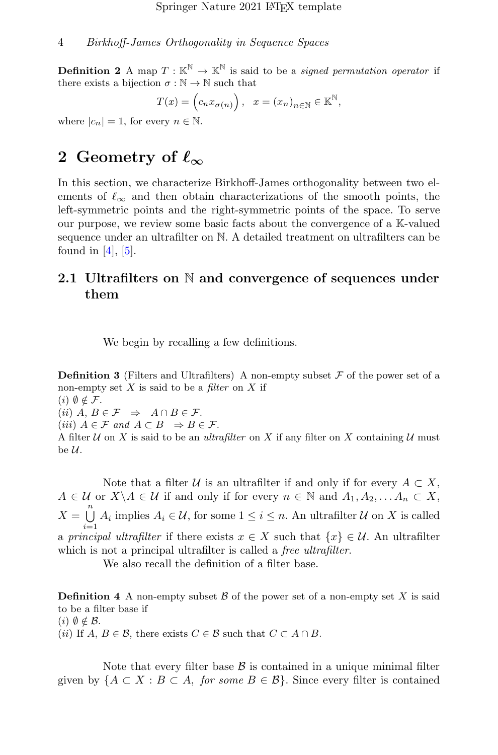**Definition 2** A map $T : \mathbb{K}^{\mathbb{N}} \to \mathbb{K}^{\mathbb{N}}$ is said to be a *signed permutation operator* if there exists a bijection $\sigma : \mathbb{N} \to \mathbb{N}$ such that

$$T(x) = \Big(c_n x_{\sigma(n)}\Big), \quad x = (x_n)_{n\in\mathbb{N}} \in \mathbb{K}^{\mathbb{N}},$$

where $|c_n| = 1$, for every $n \in \mathbb{N}$.

# 2 Geometry of $\ell_\infty$

In this section, we characterize Birkhoff-James orthogonality between two elements of $\ell_\infty$ and then obtain characterizations of the smooth points, the left-symmetric points and the right-symmetric points of the space. To serve our purpose, we review some basic facts about the convergence of a $\mathbb{K}$-valued sequence under an ultrafilter on $\mathbb{N}$. A detailed treatment on ultrafilters can be found in [4], [5].

## 2.1 Ultrafilters on $\mathbb{N}$ and convergence of sequences under them

We begin by recalling a few definitions.

**Definition 3** (Filters and Ultrafilters) A non-empty subset $\mathcal{F}$ of the power set of a non-empty set $X$ is said to be a *filter* on $X$ if
$(i)$ $\emptyset \notin \mathcal{F}$.
$(ii)$ $A,\, B \in \mathcal{F} \;\;\Rightarrow\;\; A \cap B \in \mathcal{F}$.
$(iii)$ $A \in \mathcal{F}$ *and* $A \subset B \;\;\Rightarrow B \in \mathcal{F}$.
A filter $\mathcal{U}$ on $X$ is said to be an *ultrafilter* on $X$ if any filter on $X$ containing $\mathcal{U}$ must be $\mathcal{U}$.

Note that a filter $\mathcal{U}$ is an ultrafilter if and only if for every $A \subset X$, $A \in \mathcal{U}$ or $X \backslash A \in \mathcal{U}$ if and only if for every $n \in \mathbb{N}$ and $A_1, A_2, \dots A_n \subset X$, $X = \bigcup\limits_{i=1}^{n} A_i$ implies $A_i \in \mathcal{U}$, for some $1 \le i \le n$. An ultrafilter $\mathcal{U}$ on $X$ is called a *principal ultrafilter* if there exists $x \in X$ such that $\{x\} \in \mathcal{U}$. An ultrafilter which is not a principal ultrafilter is called a *free ultrafilter*.

We also recall the definition of a filter base.

**Definition 4** A non-empty subset $\mathcal{B}$ of the power set of a non-empty set $X$ is said to be a filter base if
$(i)$ $\emptyset \notin \mathcal{B}$.
$(ii)$ If $A,\, B \in \mathcal{B}$, there exists $C \in \mathcal{B}$ such that $C \subset A \cap B$.

Note that every filter base $\mathcal{B}$ is contained in a unique minimal filter given by $\{A \subset X : B \subset A,\; \textit{for some } B \in \mathcal{B}\}$. Since every filter is contained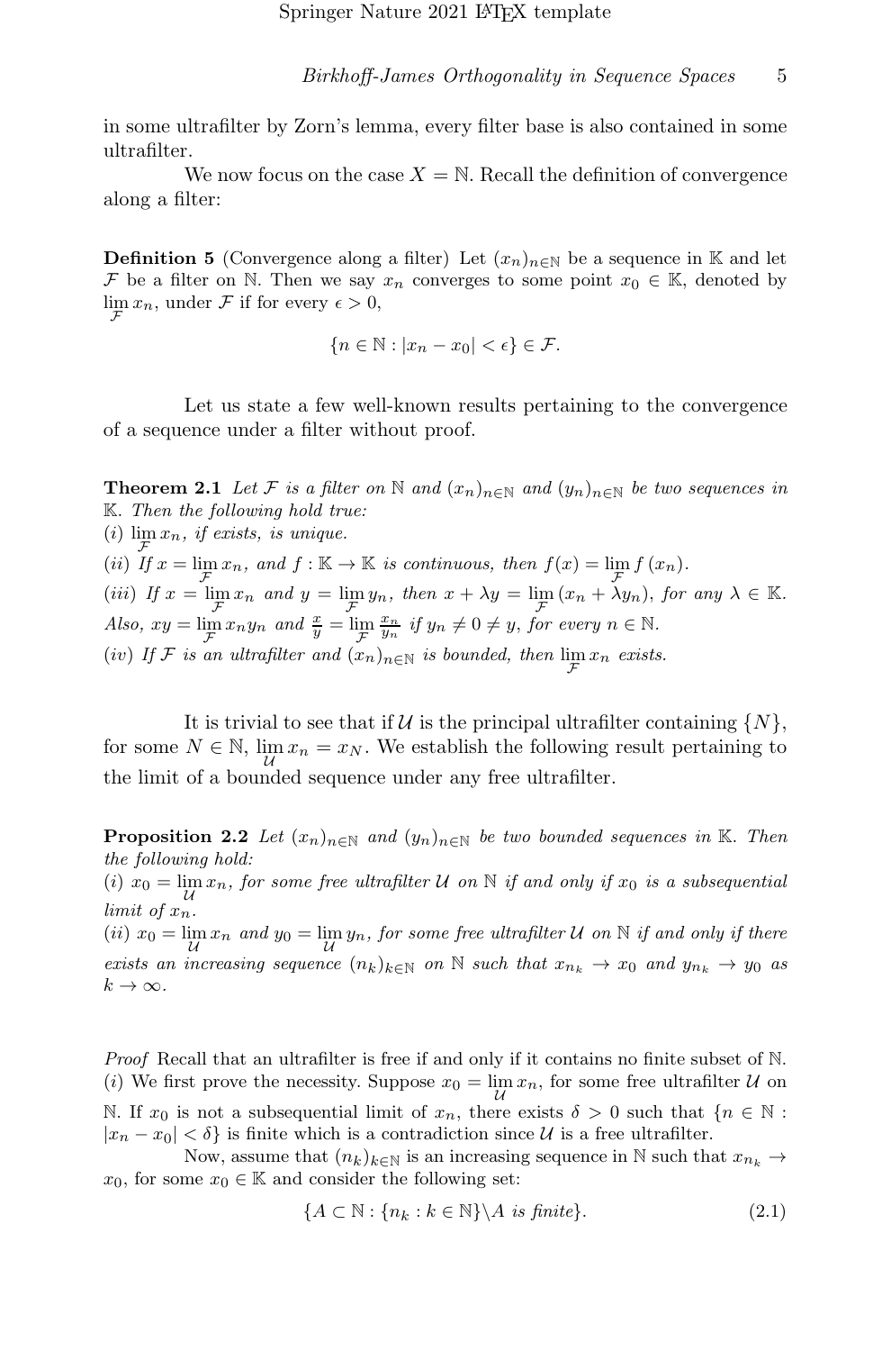in some ultrafilter by Zorn's lemma, every filter base is also contained in some ultrafilter.

We now focus on the case $X = \mathbb{N}$. Recall the definition of convergence along a filter:

**Definition 5** (Convergence along a filter) Let $(x_n)_{n\in\mathbb{N}}$ be a sequence in $\mathbb{K}$ and let $\mathcal{F}$ be a filter on $\mathbb{N}$. Then we say $x_n$ converges to some point $x_0 \in \mathbb{K}$, denoted by $\lim\limits_{\mathcal{F}} x_n$, under $\mathcal{F}$ if for every $\epsilon > 0$,

$$\{n \in \mathbb{N} : |x_n - x_0| < \epsilon\} \in \mathcal{F}.$$

Let us state a few well-known results pertaining to the convergence of a sequence under a filter without proof.

**Theorem 2.1** *Let $\mathcal{F}$ is a filter on $\mathbb{N}$ and $(x_n)_{n\in\mathbb{N}}$ and $(y_n)_{n\in\mathbb{N}}$ be two sequences in $\mathbb{K}$. Then the following hold true:*
*(i) $\lim\limits_{\mathcal{F}} x_n$, if exists, is unique.*
*(ii) If $x = \lim\limits_{\mathcal{F}} x_n$, and $f : \mathbb{K} \to \mathbb{K}$ is continuous, then $f(x) = \lim\limits_{\mathcal{F}} f(x_n)$.*
*(iii) If $x = \lim\limits_{\mathcal{F}} x_n$ and $y = \lim\limits_{\mathcal{F}} y_n$, then $x + \lambda y = \lim\limits_{\mathcal{F}} (x_n + \lambda y_n)$, for any $\lambda \in \mathbb{K}$. Also, $xy = \lim\limits_{\mathcal{F}} x_n y_n$ and $\frac{x}{y} = \lim\limits_{\mathcal{F}} \frac{x_n}{y_n}$ if $y_n \neq 0 \neq y$, for every $n \in \mathbb{N}$.*
*(iv) If $\mathcal{F}$ is an ultrafilter and $(x_n)_{n\in\mathbb{N}}$ is bounded, then $\lim\limits_{\mathcal{F}} x_n$ exists.*

It is trivial to see that if $\mathcal{U}$ is the principal ultrafilter containing $\{N\}$, for some $N \in \mathbb{N}$, $\lim\limits_{\mathcal{U}} x_n = x_N$. We establish the following result pertaining to the limit of a bounded sequence under any free ultrafilter.

**Proposition 2.2** *Let $(x_n)_{n\in\mathbb{N}}$ and $(y_n)_{n\in\mathbb{N}}$ be two bounded sequences in $\mathbb{K}$. Then the following hold:*
*(i) $x_0 = \lim\limits_{\mathcal{U}} x_n$, for some free ultrafilter $\mathcal{U}$ on $\mathbb{N}$ if and only if $x_0$ is a subsequential limit of $x_n$.*
*(ii) $x_0 = \lim\limits_{\mathcal{U}} x_n$ and $y_0 = \lim\limits_{\mathcal{U}} y_n$, for some free ultrafilter $\mathcal{U}$ on $\mathbb{N}$ if and only if there exists an increasing sequence $(n_k)_{k\in\mathbb{N}}$ on $\mathbb{N}$ such that $x_{n_k} \to x_0$ and $y_{n_k} \to y_0$ as $k \to \infty$.*

*Proof* Recall that an ultrafilter is free if and only if it contains no finite subset of $\mathbb{N}$.
$(i)$ We first prove the necessity. Suppose $x_0 = \lim\limits_{\mathcal{U}} x_n$, for some free ultrafilter $\mathcal{U}$ on $\mathbb{N}$. If $x_0$ is not a subsequential limit of $x_n$, there exists $\delta > 0$ such that $\{n \in \mathbb{N} : |x_n - x_0| < \delta\}$ is finite which is a contradiction since $\mathcal{U}$ is a free ultrafilter.

Now, assume that $(n_k)_{k\in\mathbb{N}}$ is an increasing sequence in $\mathbb{N}$ such that $x_{n_k} \to x_0$, for some $x_0 \in \mathbb{K}$ and consider the following set:

$$\{A \subset \mathbb{N} : \{n_k : k \in \mathbb{N}\} \setminus A \textit{ is finite}\}. \tag{2.1}$$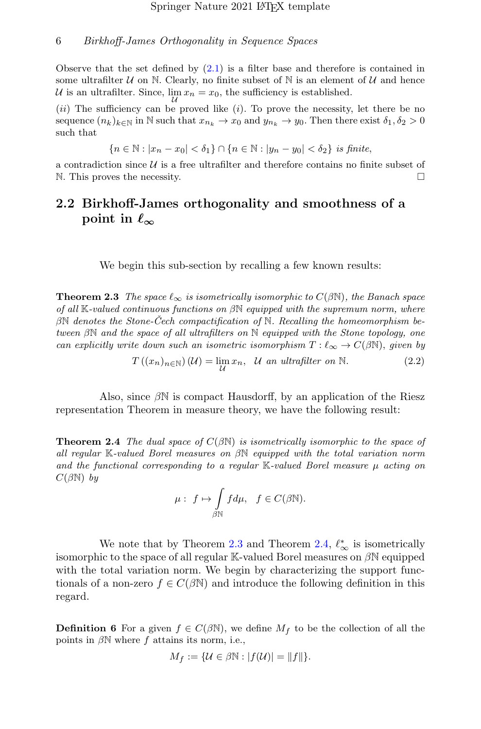Observe that the set defined by (2.1) is a filter base and therefore is contained in some ultrafilter $\mathcal{U}$ on $\mathbb{N}$. Clearly, no finite subset of $\mathbb{N}$ is an element of $\mathcal{U}$ and hence $\mathcal{U}$ is an ultrafilter. Since, $\lim_{\mathcal{U}} x_n = x_0$, the sufficiency is established.

$(ii)$ The sufficiency can be proved like $(i)$. To prove the necessity, let there be no sequence $(n_k)_{k\in\mathbb{N}}$ in $\mathbb{N}$ such that $x_{n_k} \to x_0$ and $y_{n_k} \to y_0$. Then there exist $\delta_1, \delta_2 > 0$ such that

$$\{n \in \mathbb{N} : |x_n - x_0| < \delta_1\} \cap \{n \in \mathbb{N} : |y_n - y_0| < \delta_2\} \text{ is finite,}$$

a contradiction since $\mathcal{U}$ is a free ultrafilter and therefore contains no finite subset of $\mathbb{N}$. This proves the necessity. □

## 2.2 Birkhoff-James orthogonality and smoothness of a point in $\ell_\infty$

We begin this sub-section by recalling a few known results:

**Theorem 2.3** *The space $\ell_\infty$ is isometrically isomorphic to $C(\beta\mathbb{N})$, the Banach space of all $\mathbb{K}$-valued continuous functions on $\beta\mathbb{N}$ equipped with the supremum norm, where $\beta\mathbb{N}$ denotes the Stone-Čech compactification of $\mathbb{N}$. Recalling the homeomorphism between $\beta\mathbb{N}$ and the space of all ultrafilters on $\mathbb{N}$ equipped with the Stone topology, one can explicitly write down such an isometric isomorphism $T : \ell_\infty \to C(\beta\mathbb{N})$, given by*

$$T\left((x_n)_{n\in\mathbb{N}}\right)(\mathcal{U}) = \lim_{\mathcal{U}} x_n, \quad \mathcal{U} \text{ an ultrafilter on } \mathbb{N}. \tag{2.2}$$

Also, since $\beta\mathbb{N}$ is compact Hausdorff, by an application of the Riesz representation Theorem in measure theory, we have the following result:

**Theorem 2.4** *The dual space of $C(\beta\mathbb{N})$ is isometrically isomorphic to the space of all regular $\mathbb{K}$-valued Borel measures on $\beta\mathbb{N}$ equipped with the total variation norm and the functional corresponding to a regular $\mathbb{K}$-valued Borel measure $\mu$ acting on $C(\beta\mathbb{N})$ by*

$$\mu : \; f \mapsto \int_{\beta\mathbb{N}} f d\mu, \quad f \in C(\beta\mathbb{N}).$$

We note that by Theorem 2.3 and Theorem 2.4, $\ell_\infty^*$ is isometrically isomorphic to the space of all regular $\mathbb{K}$-valued Borel measures on $\beta\mathbb{N}$ equipped with the total variation norm. We begin by characterizing the support functionals of a non-zero $f \in C(\beta\mathbb{N})$ and introduce the following definition in this regard.

**Definition 6** For a given $f \in C(\beta\mathbb{N})$, we define $M_f$ to be the collection of all the points in $\beta\mathbb{N}$ where $f$ attains its norm, i.e.,

$$M_f := \{\mathcal{U} \in \beta\mathbb{N} : |f(\mathcal{U})| = \|f\|\}.$$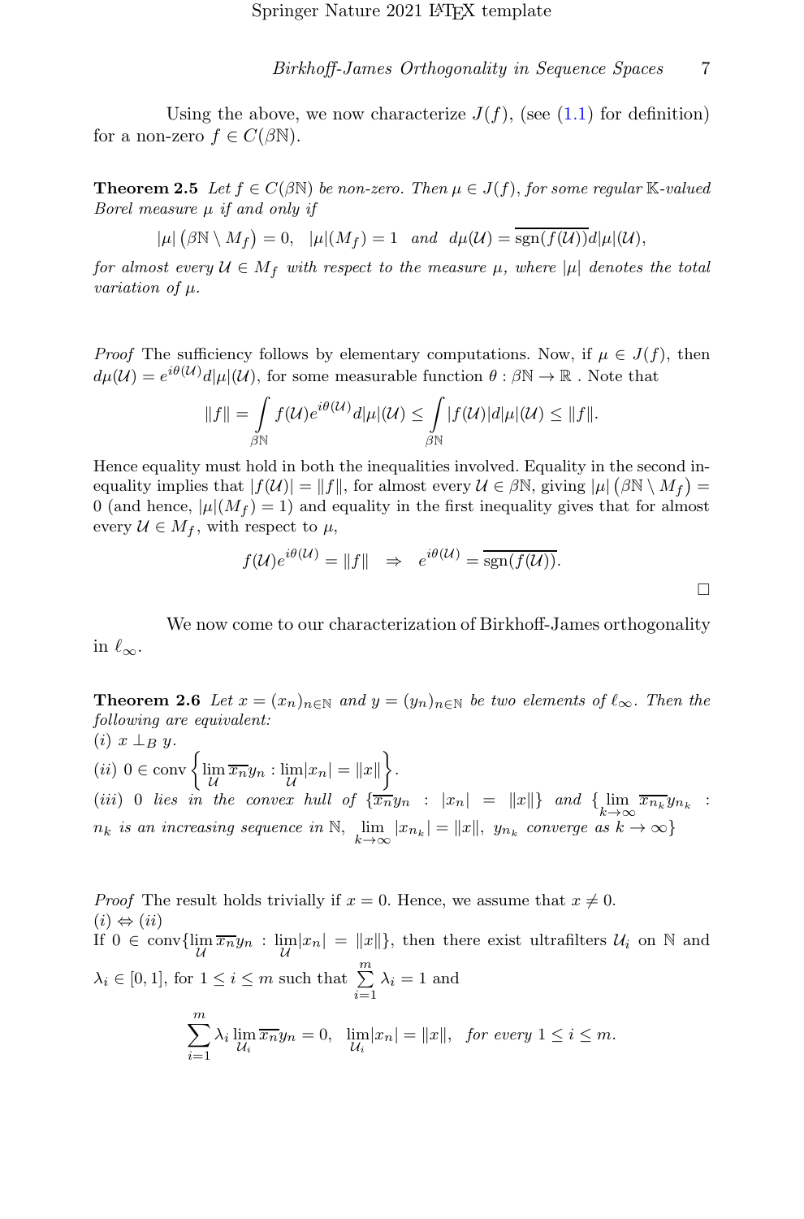Using the above, we now characterize $J(f)$, (see (1.1) for definition) for a non-zero $f \in C(\beta\mathbb{N})$.

**Theorem 2.5** *Let $f \in C(\beta\mathbb{N})$ be non-zero. Then $\mu \in J(f)$, for some regular $\mathbb{K}$-valued Borel measure $\mu$ if and only if*

$$|\mu|\left(\beta\mathbb{N} \setminus M_f\right) = 0, \quad |\mu|(M_f) = 1 \quad \text{and} \quad d\mu(\mathcal{U}) = \overline{\operatorname{sgn}(f(\mathcal{U}))}d|\mu|(\mathcal{U}),$$

*for almost every $\mathcal{U} \in M_f$ with respect to the measure $\mu$, where $|\mu|$ denotes the total variation of $\mu$.*

*Proof* The sufficiency follows by elementary computations. Now, if $\mu \in J(f)$, then $d\mu(\mathcal{U}) = e^{i\theta(\mathcal{U})}d|\mu|(\mathcal{U})$, for some measurable function $\theta : \beta\mathbb{N} \to \mathbb{R}$ . Note that

$$\|f\| = \int_{\beta\mathbb{N}} f(\mathcal{U})e^{i\theta(\mathcal{U})}d|\mu|(\mathcal{U}) \leq \int_{\beta\mathbb{N}} |f(\mathcal{U})|d|\mu|(\mathcal{U}) \leq \|f\|.$$

Hence equality must hold in both the inequalities involved. Equality in the second inequality implies that $|f(\mathcal{U})| = \|f\|$, for almost every $\mathcal{U} \in \beta\mathbb{N}$, giving $|\mu|\left(\beta\mathbb{N} \setminus M_f\right) = 0$ (and hence, $|\mu|(M_f) = 1$) and equality in the first inequality gives that for almost every $\mathcal{U} \in M_f$, with respect to $\mu$,

$$f(\mathcal{U})e^{i\theta(\mathcal{U})} = \|f\| \quad \Rightarrow \quad e^{i\theta(\mathcal{U})} = \overline{\operatorname{sgn}(f(\mathcal{U}))}.$$

$\square$

We now come to our characterization of Birkhoff-James orthogonality in $\ell_\infty$.

**Theorem 2.6** *Let $x = (x_n)_{n\in\mathbb{N}}$ and $y = (y_n)_{n\in\mathbb{N}}$ be two elements of $\ell_\infty$. Then the following are equivalent:*
*(i) $x \perp_B y$.*
*(ii) $0 \in \operatorname{conv}\left\{\lim\limits_{\mathcal{U}} \overline{x_n}y_n : \lim\limits_{\mathcal{U}}|x_n| = \|x\|\right\}$.*
*(iii) $0$ lies in the convex hull of $\{\overline{x_n}y_n : |x_n| = \|x\|\}$ and $\{\lim\limits_{k\to\infty} \overline{x_{n_k}}y_{n_k} :$ $n_k$ is an increasing sequence in $\mathbb{N}$, $\lim\limits_{k\to\infty}|x_{n_k}| = \|x\|$, $y_{n_k}$ converge as $k \to \infty\}$*

*Proof* The result holds trivially if $x = 0$. Hence, we assume that $x \neq 0$.
$(i) \Leftrightarrow (ii)$
If $0 \in \operatorname{conv}\{\lim\limits_{\mathcal{U}} \overline{x_n}y_n : \lim\limits_{\mathcal{U}}|x_n| = \|x\|\}$, then there exist ultrafilters $\mathcal{U}_i$ on $\mathbb{N}$ and $\lambda_i \in [0,1]$, for $1 \leq i \leq m$ such that $\sum\limits_{i=1}^{m} \lambda_i = 1$ and

$$\sum_{i=1}^{m} \lambda_i \lim_{\mathcal{U}_i} \overline{x_n}y_n = 0, \quad \lim_{\mathcal{U}_i}|x_n| = \|x\|, \quad \text{for every } 1 \leq i \leq m.$$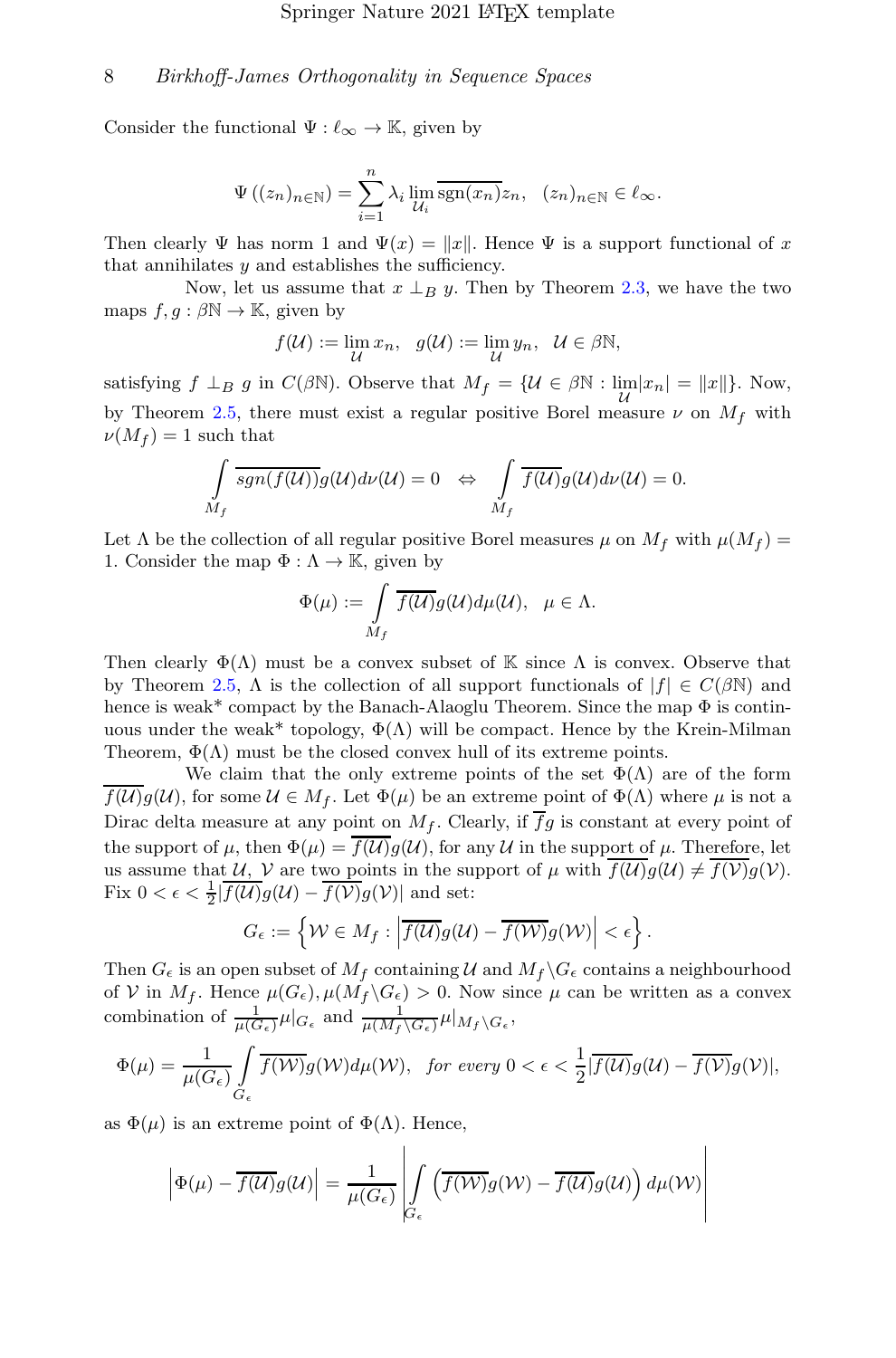Consider the functional $\Psi : \ell_\infty \to \mathbb{K}$, given by

$$\Psi\left((z_n)_{n\in\mathbb{N}}\right) = \sum_{i=1}^{n} \lambda_i \lim_{\mathcal{U}_i} \overline{\operatorname{sgn}(x_n)} z_n, \quad (z_n)_{n\in\mathbb{N}} \in \ell_\infty.$$

Then clearly $\Psi$ has norm 1 and $\Psi(x) = \|x\|$. Hence $\Psi$ is a support functional of $x$ that annihilates $y$ and establishes the sufficiency.

Now, let us assume that $x \perp_B y$. Then by Theorem 2.3, we have the two maps $f, g : \beta\mathbb{N} \to \mathbb{K}$, given by

$$f(\mathcal{U}) := \lim_{\mathcal{U}} x_n, \quad g(\mathcal{U}) := \lim_{\mathcal{U}} y_n, \quad \mathcal{U} \in \beta\mathbb{N},$$

satisfying $f \perp_B g$ in $C(\beta\mathbb{N})$. Observe that $M_f = \{\mathcal{U} \in \beta\mathbb{N} : \lim_{\mathcal{U}} |x_n| = \|x\|\}$. Now, by Theorem 2.5, there must exist a regular positive Borel measure $\nu$ on $M_f$ with $\nu(M_f) = 1$ such that

$$\int_{M_f} \overline{sgn(f(\mathcal{U}))} g(\mathcal{U}) d\nu(\mathcal{U}) = 0 \quad \Leftrightarrow \quad \int_{M_f} \overline{f(\mathcal{U})} g(\mathcal{U}) d\nu(\mathcal{U}) = 0.$$

Let $\Lambda$ be the collection of all regular positive Borel measures $\mu$ on $M_f$ with $\mu(M_f) = 1$. Consider the map $\Phi : \Lambda \to \mathbb{K}$, given by

$$\Phi(\mu) := \int_{M_f} \overline{f(\mathcal{U})} g(\mathcal{U}) d\mu(\mathcal{U}), \quad \mu \in \Lambda.$$

Then clearly $\Phi(\Lambda)$ must be a convex subset of $\mathbb{K}$ since $\Lambda$ is convex. Observe that by Theorem 2.5, $\Lambda$ is the collection of all support functionals of $|f| \in C(\beta\mathbb{N})$ and hence is weak* compact by the Banach-Alaoglu Theorem. Since the map $\Phi$ is continuous under the weak* topology, $\Phi(\Lambda)$ will be compact. Hence by the Krein-Milman Theorem, $\Phi(\Lambda)$ must be the closed convex hull of its extreme points.

We claim that the only extreme points of the set $\Phi(\Lambda)$ are of the form $\overline{f(\mathcal{U})} g(\mathcal{U})$, for some $\mathcal{U} \in M_f$. Let $\Phi(\mu)$ be an extreme point of $\Phi(\Lambda)$ where $\mu$ is not a Dirac delta measure at any point on $M_f$. Clearly, if $\overline{f} g$ is constant at every point of the support of $\mu$, then $\Phi(\mu) = \overline{f(\mathcal{U})} g(\mathcal{U})$, for any $\mathcal{U}$ in the support of $\mu$. Therefore, let us assume that $\mathcal{U}$, $\mathcal{V}$ are two points in the support of $\mu$ with $\overline{f(\mathcal{U})} g(\mathcal{U}) \neq \overline{f(\mathcal{V})} g(\mathcal{V})$. Fix $0 < \epsilon < \frac{1}{2} |\overline{f(\mathcal{U})} g(\mathcal{U}) - \overline{f(\mathcal{V})} g(\mathcal{V})|$ and set:

$$G_\epsilon := \left\{ \mathcal{W} \in M_f : \left| \overline{f(\mathcal{U})} g(\mathcal{U}) - \overline{f(\mathcal{W})} g(\mathcal{W}) \right| < \epsilon \right\}.$$

Then $G_\epsilon$ is an open subset of $M_f$ containing $\mathcal{U}$ and $M_f \backslash G_\epsilon$ contains a neighbourhood of $\mathcal{V}$ in $M_f$. Hence $\mu(G_\epsilon), \mu(M_f \backslash G_\epsilon) > 0$. Now since $\mu$ can be written as a convex combination of $\frac{1}{\mu(G_\epsilon)} \mu|_{G_\epsilon}$ and $\frac{1}{\mu(M_f \backslash G_\epsilon)} \mu|_{M_f \backslash G_\epsilon}$,

$$\Phi(\mu) = \frac{1}{\mu(G_\epsilon)} \int_{G_\epsilon} \overline{f(\mathcal{W})} g(\mathcal{W}) d\mu(\mathcal{W}), \quad \textit{for every } 0 < \epsilon < \frac{1}{2} |\overline{f(\mathcal{U})} g(\mathcal{U}) - \overline{f(\mathcal{V})} g(\mathcal{V})|,$$

as $\Phi(\mu)$ is an extreme point of $\Phi(\Lambda)$. Hence,

$$\left| \Phi(\mu) - \overline{f(\mathcal{U})} g(\mathcal{U}) \right| = \frac{1}{\mu(G_\epsilon)} \left| \int_{G_\epsilon} \left( \overline{f(\mathcal{W})} g(\mathcal{W}) - \overline{f(\mathcal{U})} g(\mathcal{U}) \right) d\mu(\mathcal{W}) \right|$$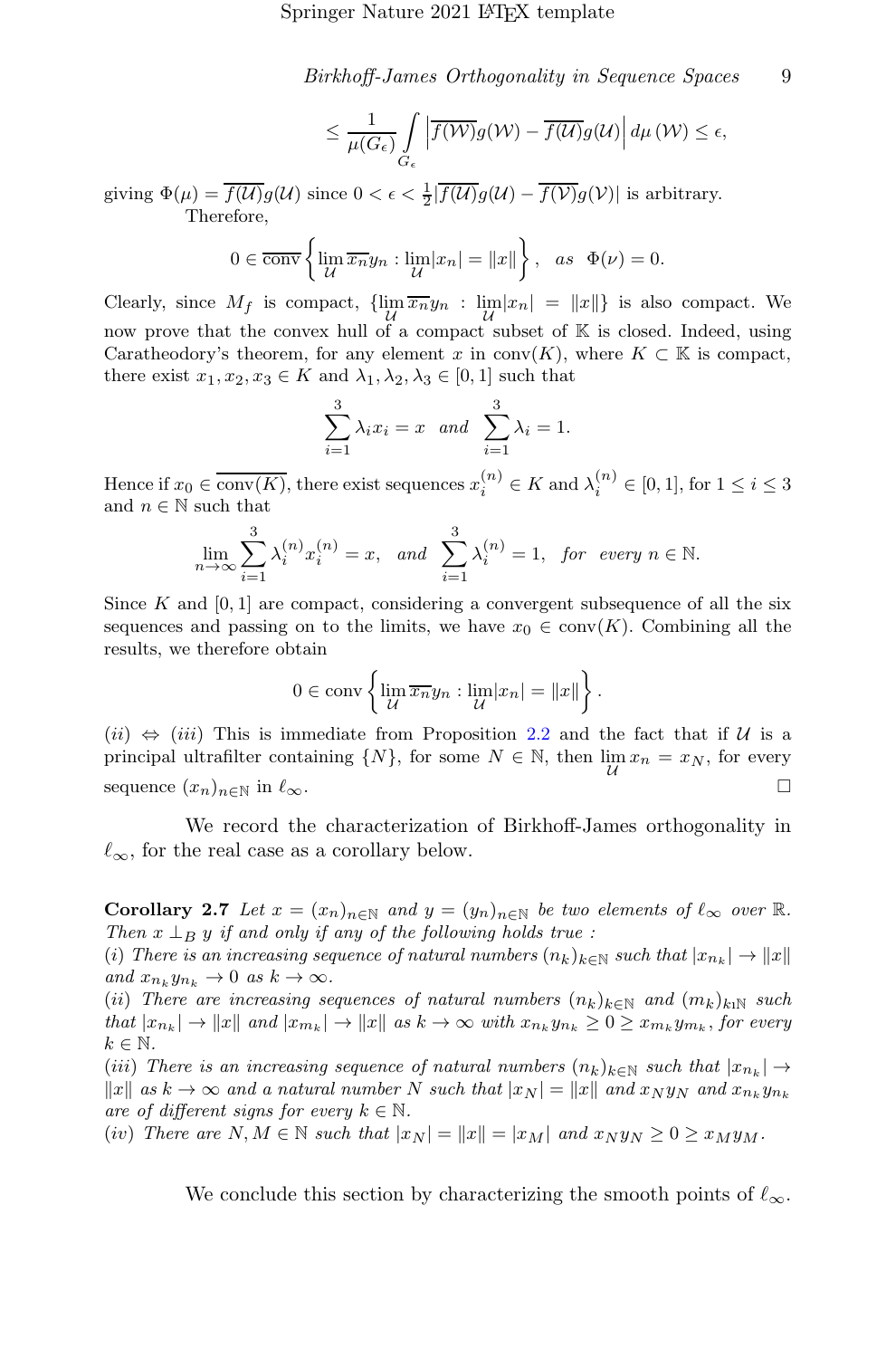$$\leq \frac{1}{\mu(G_\epsilon)} \int\limits_{G_\epsilon} \left| \overline{f(\mathcal{W})} g(\mathcal{W}) - \overline{f(\mathcal{U})} g(\mathcal{U}) \right| d\mu\,(\mathcal{W}) \leq \epsilon,$$

giving $\Phi(\mu) = \overline{f(\mathcal{U})}g(\mathcal{U})$ since $0 < \epsilon < \frac{1}{2}|\overline{f(\mathcal{U})}g(\mathcal{U}) - \overline{f(\mathcal{V})}g(\mathcal{V})|$ is arbitrary.

Therefore,

$$0 \in \overline{\mathrm{conv}} \left\{ \lim_{\mathcal{U}} \overline{x_n} y_n : \lim_{\mathcal{U}} |x_n| = \|x\| \right\}, \quad as \;\; \Phi(\nu) = 0.$$

Clearly, since $M_f$ is compact, $\{\lim_{\mathcal{U}} \overline{x_n} y_n : \lim_{\mathcal{U}} |x_n| = \|x\|\}$ is also compact. We now prove that the convex hull of a compact subset of $\mathbb{K}$ is closed. Indeed, using Caratheodory's theorem, for any element $x$ in $\mathrm{conv}(K)$, where $K \subset \mathbb{K}$ is compact, there exist $x_1, x_2, x_3 \in K$ and $\lambda_1, \lambda_2, \lambda_3 \in [0,1]$ such that

$$\sum_{i=1}^{3} \lambda_i x_i = x \quad and \quad \sum_{i=1}^{3} \lambda_i = 1.$$

Hence if $x_0 \in \overline{\mathrm{conv}(K)}$, there exist sequences $x_i^{(n)} \in K$ and $\lambda_i^{(n)} \in [0,1]$, for $1 \leq i \leq 3$ and $n \in \mathbb{N}$ such that

$$\lim_{n\to\infty} \sum_{i=1}^{3} \lambda_i^{(n)} x_i^{(n)} = x, \quad and \quad \sum_{i=1}^{3} \lambda_i^{(n)} = 1, \quad for \;\; every \;\; n \in \mathbb{N}.$$

Since $K$ and $[0,1]$ are compact, considering a convergent subsequence of all the six sequences and passing on to the limits, we have $x_0 \in \mathrm{conv}(K)$. Combining all the results, we therefore obtain

$$0 \in \mathrm{conv} \left\{ \lim_{\mathcal{U}} \overline{x_n} y_n : \lim_{\mathcal{U}} |x_n| = \|x\| \right\}.$$

$(ii) \Leftrightarrow (iii)$ This is immediate from Proposition 2.2 and the fact that if $\mathcal{U}$ is a principal ultrafilter containing $\{N\}$, for some $N \in \mathbb{N}$, then $\lim_{\mathcal{U}} x_n = x_N$, for every sequence $(x_n)_{n\in\mathbb{N}}$ in $\ell_\infty$. $\square$

We record the characterization of Birkhoff-James orthogonality in $\ell_\infty$, for the real case as a corollary below.

**Corollary 2.7** *Let $x = (x_n)_{n\in\mathbb{N}}$ and $y = (y_n)_{n\in\mathbb{N}}$ be two elements of $\ell_\infty$ over $\mathbb{R}$. Then $x \perp_B y$ if and only if any of the following holds true :*
*(i) There is an increasing sequence of natural numbers $(n_k)_{k\in\mathbb{N}}$ such that $|x_{n_k}| \to \|x\|$ and $x_{n_k} y_{n_k} \to 0$ as $k \to \infty$.*
*(ii) There are increasing sequences of natural numbers $(n_k)_{k\in\mathbb{N}}$ and $(m_k)_{k\in\mathbb{N}}$ such that $|x_{n_k}| \to \|x\|$ and $|x_{m_k}| \to \|x\|$ as $k \to \infty$ with $x_{n_k} y_{n_k} \geq 0 \geq x_{m_k} y_{m_k}$, for every $k \in \mathbb{N}$.*
*(iii) There is an increasing sequence of natural numbers $(n_k)_{k\in\mathbb{N}}$ such that $|x_{n_k}| \to \|x\|$ as $k \to \infty$ and a natural number $N$ such that $|x_N| = \|x\|$ and $x_N y_N$ and $x_{n_k} y_{n_k}$ are of different signs for every $k \in \mathbb{N}$.*
*(iv) There are $N, M \in \mathbb{N}$ such that $|x_N| = \|x\| = |x_M|$ and $x_N y_N \geq 0 \geq x_M y_M$.*

We conclude this section by characterizing the smooth points of $\ell_\infty$.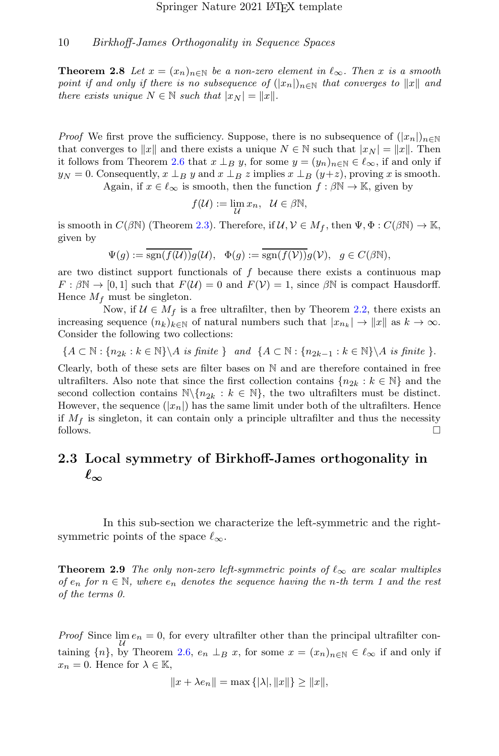**Theorem 2.8** *Let $x = (x_n)_{n\in\mathbb{N}}$ be a non-zero element in $\ell_\infty$. Then $x$ is a smooth point if and only if there is no subsequence of $(|x_n|)_{n\in\mathbb{N}}$ that converges to $\|x\|$ and there exists unique $N \in \mathbb{N}$ such that $|x_N| = \|x\|$.*

*Proof* We first prove the sufficiency. Suppose, there is no subsequence of $(|x_n|)_{n\in\mathbb{N}}$ that converges to $\|x\|$ and there exists a unique $N \in \mathbb{N}$ such that $|x_N| = \|x\|$. Then it follows from Theorem 2.6 that $x \perp_B y$, for some $y = (y_n)_{n\in\mathbb{N}} \in \ell_\infty$, if and only if $y_N = 0$. Consequently, $x \perp_B y$ and $x \perp_B z$ implies $x \perp_B (y+z)$, proving $x$ is smooth.

Again, if $x \in \ell_\infty$ is smooth, then the function $f : \beta\mathbb{N} \to \mathbb{K}$, given by

$$f(\mathcal{U}) := \lim_{\mathcal{U}} x_n, \quad \mathcal{U} \in \beta\mathbb{N},$$

is smooth in $C(\beta\mathbb{N})$ (Theorem 2.3). Therefore, if $\mathcal{U}, \mathcal{V} \in M_f$, then $\Psi, \Phi : C(\beta\mathbb{N}) \to \mathbb{K}$, given by

$$\Psi(g) := \overline{\operatorname{sgn}(f(\mathcal{U}))}g(\mathcal{U}), \quad \Phi(g) := \overline{\operatorname{sgn}(f(\mathcal{V}))}g(\mathcal{V}), \quad g \in C(\beta\mathbb{N}),$$

are two distinct support functionals of $f$ because there exists a continuous map $F : \beta\mathbb{N} \to [0,1]$ such that $F(\mathcal{U}) = 0$ and $F(\mathcal{V}) = 1$, since $\beta\mathbb{N}$ is compact Hausdorff. Hence $M_f$ must be singleton.

Now, if $\mathcal{U} \in M_f$ is a free ultrafilter, then by Theorem 2.2, there exists an increasing sequence $(n_k)_{k\in\mathbb{N}}$ of natural numbers such that $|x_{n_k}| \to \|x\|$ as $k \to \infty$. Consider the following two collections:

$$\{A \subset \mathbb{N} : \{n_{2k} : k \in \mathbb{N}\}\backslash A \text{ is finite }\} \quad \text{and} \quad \{A \subset \mathbb{N} : \{n_{2k-1} : k \in \mathbb{N}\}\backslash A \text{ is finite }\}.$$

Clearly, both of these sets are filter bases on $\mathbb{N}$ and are therefore contained in free ultrafilters. Also note that since the first collection contains $\{n_{2k} : k \in \mathbb{N}\}$ and the second collection contains $\mathbb{N}\backslash\{n_{2k} : k \in \mathbb{N}\}$, the two ultrafilters must be distinct. However, the sequence $(|x_n|)$ has the same limit under both of the ultrafilters. Hence if $M_f$ is singleton, it can contain only a principle ultrafilter and thus the necessity follows. □

## 2.3 Local symmetry of Birkhoff-James orthogonality in $\ell_\infty$

In this sub-section we characterize the left-symmetric and the right-symmetric points of the space $\ell_\infty$.

**Theorem 2.9** *The only non-zero left-symmetric points of $\ell_\infty$ are scalar multiples of $e_n$ for $n \in \mathbb{N}$, where $e_n$ denotes the sequence having the $n$-th term 1 and the rest of the terms 0.*

*Proof* Since $\lim_{\mathcal{U}} e_n = 0$, for every ultrafilter other than the principal ultrafilter containing $\{n\}$, by Theorem 2.6, $e_n \perp_B x$, for some $x = (x_n)_{n\in\mathbb{N}} \in \ell_\infty$ if and only if $x_n = 0$. Hence for $\lambda \in \mathbb{K}$,

$$\|x + \lambda e_n\| = \max\{|\lambda|, \|x\|\} \geq \|x\|,$$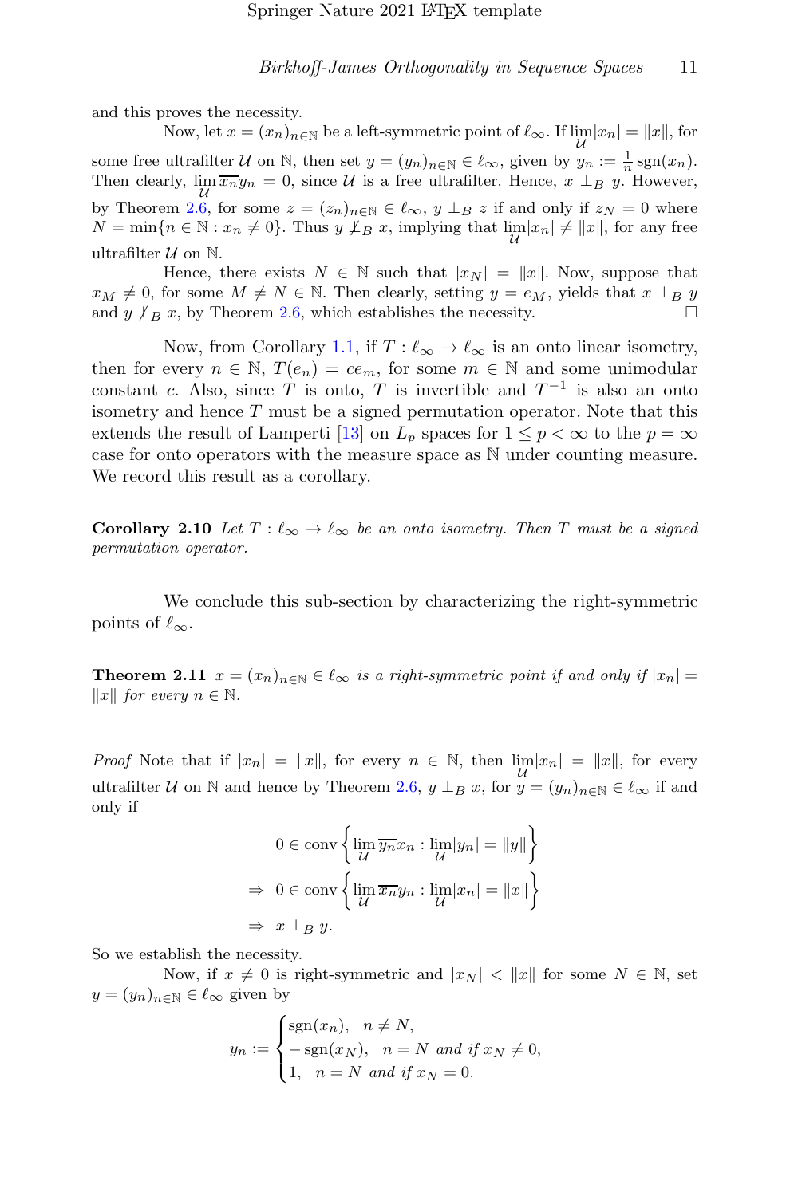and this proves the necessity.

Now, let $x = (x_n)_{n\in\mathbb{N}}$ be a left-symmetric point of $\ell_\infty$. If $\lim_{\mathcal{U}}|x_n| = \|x\|$, for some free ultrafilter $\mathcal{U}$ on $\mathbb{N}$, then set $y = (y_n)_{n\in\mathbb{N}} \in \ell_\infty$, given by $y_n := \frac{1}{n}\operatorname{sgn}(x_n)$. Then clearly, $\lim_{\mathcal{U}} \overline{x_n} y_n = 0$, since $\mathcal{U}$ is a free ultrafilter. Hence, $x \perp_B y$. However, by Theorem 2.6, for some $z = (z_n)_{n\in\mathbb{N}} \in \ell_\infty$, $y \perp_B z$ if and only if $z_N = 0$ where $N = \min\{n \in \mathbb{N} : x_n \neq 0\}$. Thus $y \not\perp_B x$, implying that $\lim_{\mathcal{U}}|x_n| \neq \|x\|$, for any free ultrafilter $\mathcal{U}$ on $\mathbb{N}$.

Hence, there exists $N \in \mathbb{N}$ such that $|x_N| = \|x\|$. Now, suppose that $x_M \neq 0$, for some $M \neq N \in \mathbb{N}$. Then clearly, setting $y = e_M$, yields that $x \perp_B y$ and $y \not\perp_B x$, by Theorem 2.6, which establishes the necessity. □

Now, from Corollary 1.1, if $T : \ell_\infty \to \ell_\infty$ is an onto linear isometry, then for every $n \in \mathbb{N}$, $T(e_n) = ce_m$, for some $m \in \mathbb{N}$ and some unimodular constant $c$. Also, since $T$ is onto, $T$ is invertible and $T^{-1}$ is also an onto isometry and hence $T$ must be a signed permutation operator. Note that this extends the result of Lamperti [13] on $L_p$ spaces for $1 \leq p < \infty$ to the $p = \infty$ case for onto operators with the measure space as $\mathbb{N}$ under counting measure. We record this result as a corollary.

**Corollary 2.10** *Let $T : \ell_\infty \to \ell_\infty$ be an onto isometry. Then $T$ must be a signed permutation operator.*

We conclude this sub-section by characterizing the right-symmetric points of $\ell_\infty$.

**Theorem 2.11** *$x = (x_n)_{n\in\mathbb{N}} \in \ell_\infty$ is a right-symmetric point if and only if $|x_n| = \|x\|$ for every $n \in \mathbb{N}$.*

*Proof* Note that if $|x_n| = \|x\|$, for every $n \in \mathbb{N}$, then $\lim_{\mathcal{U}}|x_n| = \|x\|$, for every ultrafilter $\mathcal{U}$ on $\mathbb{N}$ and hence by Theorem 2.6, $y \perp_B x$, for $y = (y_n)_{n\in\mathbb{N}} \in \ell_\infty$ if and only if

$$
\begin{aligned}
& 0 \in \operatorname{conv}\left\{\lim_{\mathcal{U}} \overline{y_n} x_n : \lim_{\mathcal{U}}|y_n| = \|y\|\right\} \\
\Rightarrow\ & 0 \in \operatorname{conv}\left\{\lim_{\mathcal{U}} \overline{x_n} y_n : \lim_{\mathcal{U}}|x_n| = \|x\|\right\} \\
\Rightarrow\ & x \perp_B y.
\end{aligned}
$$

So we establish the necessity.

Now, if $x \neq 0$ is right-symmetric and $|x_N| < \|x\|$ for some $N \in \mathbb{N}$, set $y = (y_n)_{n\in\mathbb{N}} \in \ell_\infty$ given by

$$
y_n := \begin{cases} \operatorname{sgn}(x_n), & n \neq N, \\ -\operatorname{sgn}(x_N), & n = N \text{ and if } x_N \neq 0, \\ 1, & n = N \text{ and if } x_N = 0. \end{cases}
$$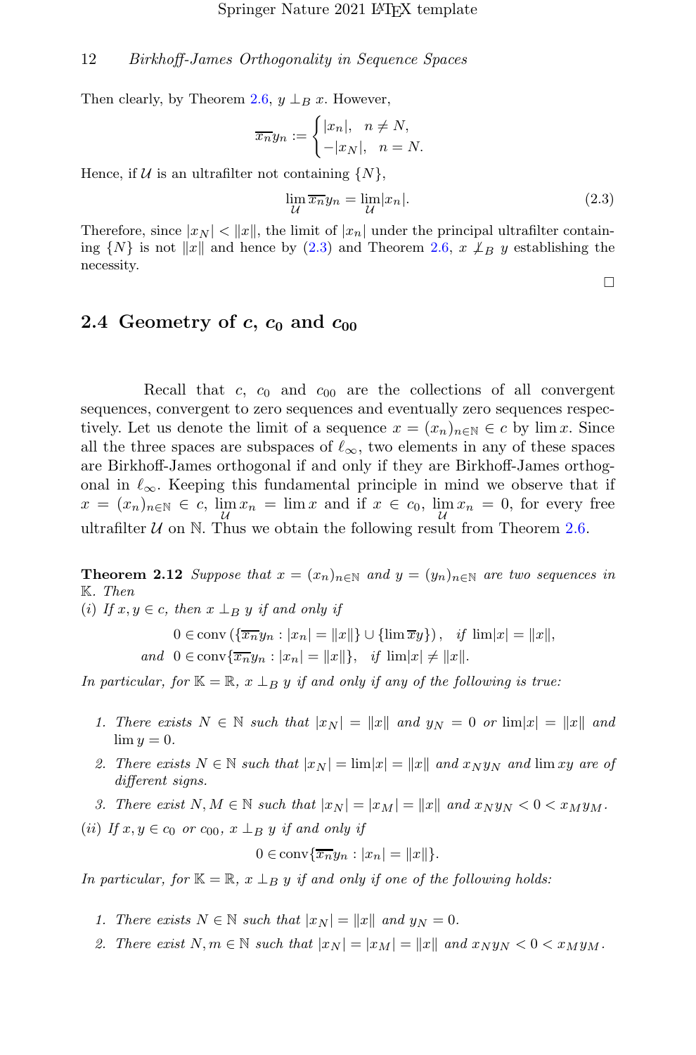Then clearly, by Theorem 2.6, $y \perp_B x$. However,

$$\overline{x_n} y_n := \begin{cases} |x_n|, & n \neq N, \\ -|x_N|, & n = N. \end{cases}$$

Hence, if $\mathcal{U}$ is an ultrafilter not containing $\{N\}$,

$$\lim_{\mathcal{U}} \overline{x_n} y_n = \lim_{\mathcal{U}} |x_n|. \tag{2.3}$$

Therefore, since $|x_N| < \|x\|$, the limit of $|x_n|$ under the principal ultrafilter containing $\{N\}$ is not $\|x\|$ and hence by (2.3) and Theorem 2.6, $x \not\perp_B y$ establishing the necessity.

□

## 2.4 Geometry of $c$, $c_0$ and $c_{00}$

Recall that $c$, $c_0$ and $c_{00}$ are the collections of all convergent sequences, convergent to zero sequences and eventually zero sequences respectively. Let us denote the limit of a sequence $x = (x_n)_{n\in\mathbb{N}} \in c$ by $\lim x$. Since all the three spaces are subspaces of $\ell_\infty$, two elements in any of these spaces are Birkhoff-James orthogonal if and only if they are Birkhoff-James orthogonal in $\ell_\infty$. Keeping this fundamental principle in mind we observe that if $x = (x_n)_{n\in\mathbb{N}} \in c$, $\lim_{\mathcal{U}} x_n = \lim x$ and if $x \in c_0$, $\lim_{\mathcal{U}} x_n = 0$, for every free ultrafilter $\mathcal{U}$ on $\mathbb{N}$. Thus we obtain the following result from Theorem 2.6.

**Theorem 2.12** *Suppose that $x = (x_n)_{n\in\mathbb{N}}$ and $y = (y_n)_{n\in\mathbb{N}}$ are two sequences in $\mathbb{K}$. Then*
*(i) If $x, y \in c$, then $x \perp_B y$ if and only if*

$$0 \in \operatorname{conv}\left(\{\overline{x_n} y_n : |x_n| = \|x\|\} \cup \{\lim \overline{x} y\}\right), \quad \text{if } \lim|x| = \|x\|,$$
$$\text{and} \quad 0 \in \operatorname{conv}\{\overline{x_n} y_n : |x_n| = \|x\|\}, \quad \text{if } \lim|x| \neq \|x\|.$$

*In particular, for $\mathbb{K} = \mathbb{R}$, $x \perp_B y$ if and only if any of the following is true:*

1. *There exists $N \in \mathbb{N}$ such that $|x_N| = \|x\|$ and $y_N = 0$ or $\lim|x| = \|x\|$ and $\lim y = 0$.*
2. *There exists $N \in \mathbb{N}$ such that $|x_N| = \lim|x| = \|x\|$ and $x_N y_N$ and $\lim xy$ are of different signs.*
3. *There exist $N, M \in \mathbb{N}$ such that $|x_N| = |x_M| = \|x\|$ and $x_N y_N < 0 < x_M y_M$.*

*(ii) If $x, y \in c_0$ or $c_{00}$, $x \perp_B y$ if and only if*

$$0 \in \operatorname{conv}\{\overline{x_n} y_n : |x_n| = \|x\|\}.$$

*In particular, for $\mathbb{K} = \mathbb{R}$, $x \perp_B y$ if and only if one of the following holds:*

1. *There exists $N \in \mathbb{N}$ such that $|x_N| = \|x\|$ and $y_N = 0$.*
2. *There exist $N, m \in \mathbb{N}$ such that $|x_N| = |x_M| = \|x\|$ and $x_N y_N < 0 < x_M y_M$.*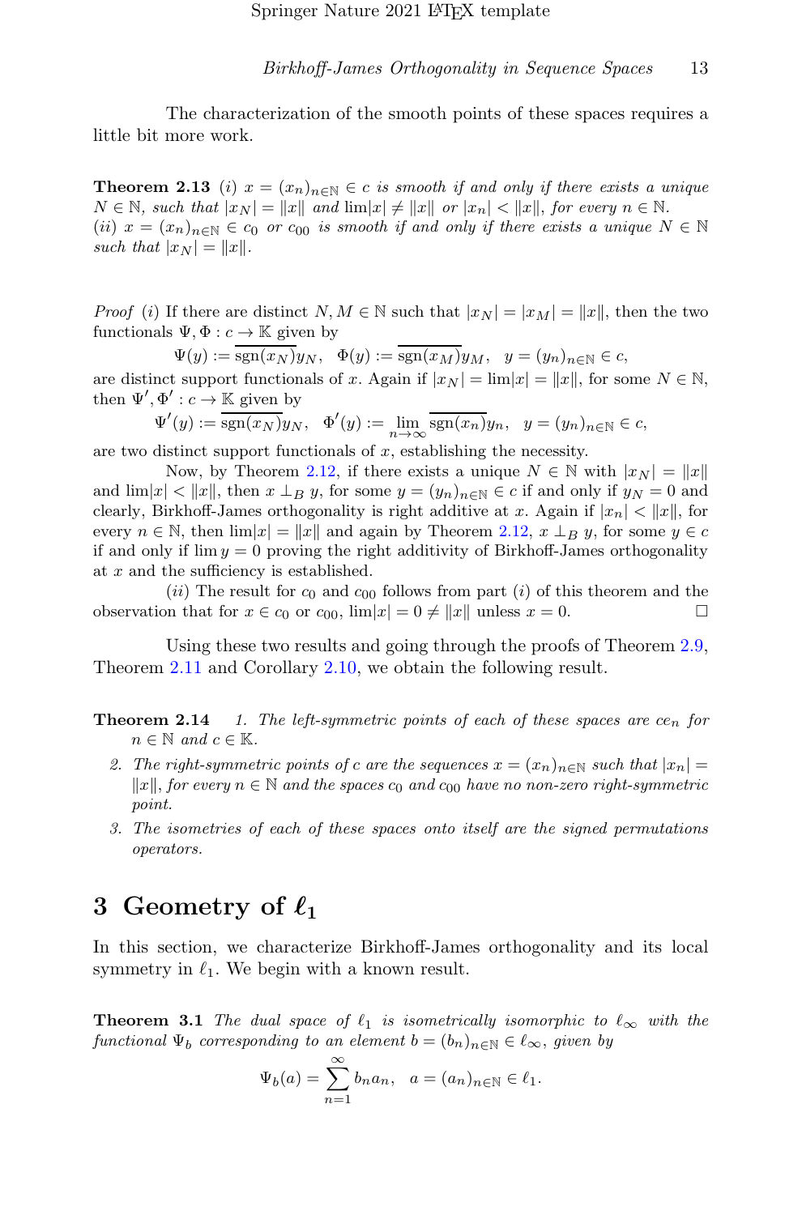The characterization of the smooth points of these spaces requires a little bit more work.

**Theorem 2.13** *(i) $x = (x_n)_{n\in\mathbb{N}} \in c$ is smooth if and only if there exists a unique $N \in \mathbb{N}$, such that $|x_N| = \|x\|$ and $\lim|x| \neq \|x\|$ or $|x_n| < \|x\|$, for every $n \in \mathbb{N}$.*
*(ii) $x = (x_n)_{n\in\mathbb{N}} \in c_0$ or $c_{00}$ is smooth if and only if there exists a unique $N \in \mathbb{N}$ such that $|x_N| = \|x\|$.*

*Proof* (*i*) If there are distinct $N, M \in \mathbb{N}$ such that $|x_N| = |x_M| = \|x\|$, then the two functionals $\Psi, \Phi : c \to \mathbb{K}$ given by

$$\Psi(y) := \overline{\operatorname{sgn}(x_N)}y_N, \quad \Phi(y) := \overline{\operatorname{sgn}(x_M)}y_M, \quad y = (y_n)_{n\in\mathbb{N}} \in c,$$

are distinct support functionals of $x$. Again if $|x_N| = \lim|x| = \|x\|$, for some $N \in \mathbb{N}$, then $\Psi', \Phi' : c \to \mathbb{K}$ given by

$$\Psi'(y) := \overline{\operatorname{sgn}(x_N)}y_N, \quad \Phi'(y) := \lim_{n\to\infty} \overline{\operatorname{sgn}(x_n)}y_n, \quad y = (y_n)_{n\in\mathbb{N}} \in c,$$

are two distinct support functionals of $x$, establishing the necessity.

Now, by Theorem 2.12, if there exists a unique $N \in \mathbb{N}$ with $|x_N| = \|x\|$ and $\lim|x| < \|x\|$, then $x \perp_B y$, for some $y = (y_n)_{n\in\mathbb{N}} \in c$ if and only if $y_N = 0$ and clearly, Birkhoff-James orthogonality is right additive at $x$. Again if $|x_n| < \|x\|$, for every $n \in \mathbb{N}$, then $\lim|x| = \|x\|$ and again by Theorem 2.12, $x \perp_B y$, for some $y \in c$ if and only if $\lim y = 0$ proving the right additivity of Birkhoff-James orthogonality at $x$ and the sufficiency is established.

(*ii*) The result for $c_0$ and $c_{00}$ follows from part (*i*) of this theorem and the observation that for $x \in c_0$ or $c_{00}$, $\lim|x| = 0 \neq \|x\|$ unless $x = 0$. □

Using these two results and going through the proofs of Theorem 2.9, Theorem 2.11 and Corollary 2.10, we obtain the following result.

**Theorem 2.14**
1. *The left-symmetric points of each of these spaces are $ce_n$ for $n \in \mathbb{N}$ and $c \in \mathbb{K}$.*
2. *The right-symmetric points of $c$ are the sequences $x = (x_n)_{n\in\mathbb{N}}$ such that $|x_n| = \|x\|$, for every $n \in \mathbb{N}$ and the spaces $c_0$ and $c_{00}$ have no non-zero right-symmetric point.*
3. *The isometries of each of these spaces onto itself are the signed permutations operators.*

## 3 Geometry of $\ell_1$

In this section, we characterize Birkhoff-James orthogonality and its local symmetry in $\ell_1$. We begin with a known result.

**Theorem 3.1** *The dual space of $\ell_1$ is isometrically isomorphic to $\ell_\infty$ with the functional $\Psi_b$ corresponding to an element $b = (b_n)_{n\in\mathbb{N}} \in \ell_\infty$, given by*

$$\Psi_b(a) = \sum_{n=1}^{\infty} b_n a_n, \quad a = (a_n)_{n\in\mathbb{N}} \in \ell_1.$$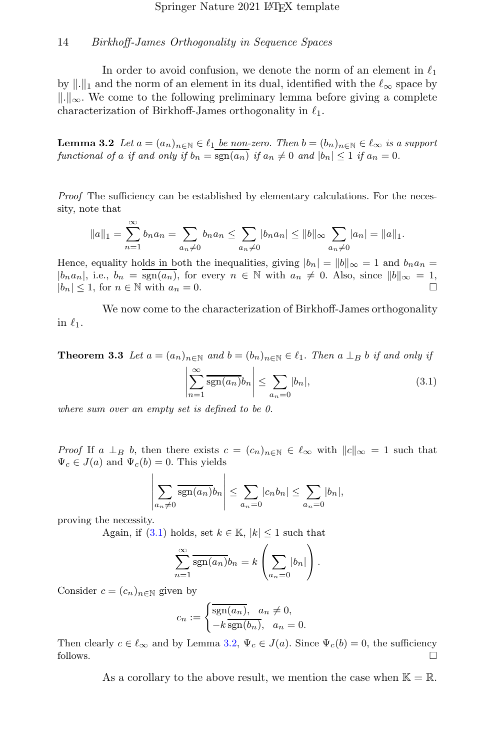In order to avoid confusion, we denote the norm of an element in $\ell_1$ by $\|.\|_1$ and the norm of an element in its dual, identified with the $\ell_\infty$ space by $\|.\|_\infty$. We come to the following preliminary lemma before giving a complete characterization of Birkhoff-James orthogonality in $\ell_1$.

**Lemma 3.2** *Let $a = (a_n)_{n\in\mathbb{N}} \in \ell_1$ be non-zero. Then $b = (b_n)_{n\in\mathbb{N}} \in \ell_\infty$ is a support functional of $a$ if and only if $b_n = \overline{\operatorname{sgn}(a_n)}$ if $a_n \neq 0$ and $|b_n| \leq 1$ if $a_n = 0$.*

*Proof* The sufficiency can be established by elementary calculations. For the necessity, note that

$$\|a\|_1 = \sum_{n=1}^{\infty} b_n a_n = \sum_{a_n \neq 0} b_n a_n \leq \sum_{a_n \neq 0} |b_n a_n| \leq \|b\|_\infty \sum_{a_n \neq 0} |a_n| = \|a\|_1.$$

Hence, equality holds in both the inequalities, giving $|b_n| = \|b\|_\infty = 1$ and $b_n a_n = |b_n a_n|$, i.e., $b_n = \overline{\operatorname{sgn}(a_n)}$, for every $n \in \mathbb{N}$ with $a_n \neq 0$. Also, since $\|b\|_\infty = 1$, $|b_n| \leq 1$, for $n \in \mathbb{N}$ with $a_n = 0$. □

We now come to the characterization of Birkhoff-James orthogonality in $\ell_1$.

**Theorem 3.3** *Let $a = (a_n)_{n\in\mathbb{N}}$ and $b = (b_n)_{n\in\mathbb{N}} \in \ell_1$. Then $a \perp_B b$ if and only if*

$$\left|\sum_{n=1}^{\infty} \overline{\operatorname{sgn}(a_n)} b_n\right| \leq \sum_{a_n = 0} |b_n|, \tag{3.1}$$

*where sum over an empty set is defined to be 0.*

*Proof* If $a \perp_B b$, then there exists $c = (c_n)_{n\in\mathbb{N}} \in \ell_\infty$ with $\|c\|_\infty = 1$ such that $\Psi_c \in J(a)$ and $\Psi_c(b) = 0$. This yields

$$\left|\sum_{a_n \neq 0} \overline{\operatorname{sgn}(a_n)} b_n\right| \leq \sum_{a_n = 0} |c_n b_n| \leq \sum_{a_n = 0} |b_n|,$$

proving the necessity.

Again, if (3.1) holds, set $k \in \mathbb{K}$, $|k| \leq 1$ such that

$$\sum_{n=1}^{\infty} \overline{\operatorname{sgn}(a_n)} b_n = k \left(\sum_{a_n = 0} |b_n|\right).$$

Consider $c = (c_n)_{n\in\mathbb{N}}$ given by

$$c_n := \begin{cases} \overline{\operatorname{sgn}(a_n)}, & a_n \neq 0, \\ -k\,\overline{\operatorname{sgn}(b_n)}, & a_n = 0. \end{cases}$$

Then clearly $c \in \ell_\infty$ and by Lemma 3.2, $\Psi_c \in J(a)$. Since $\Psi_c(b) = 0$, the sufficiency follows. □

As a corollary to the above result, we mention the case when $\mathbb{K} = \mathbb{R}$.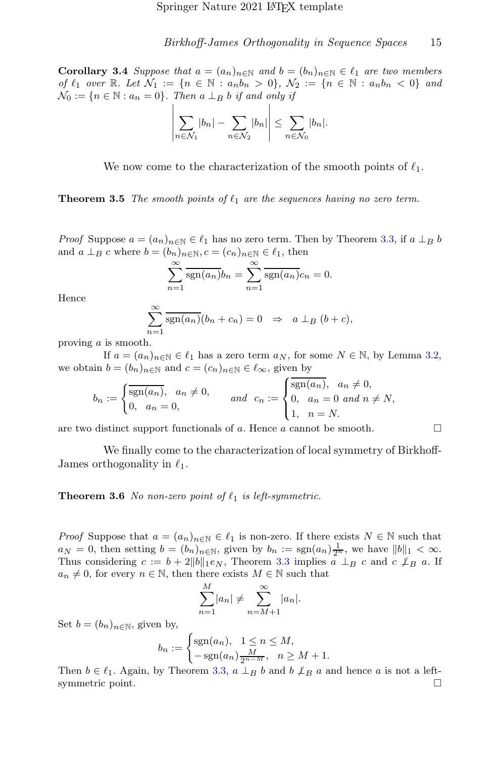**Corollary 3.4** *Suppose that $a = (a_n)_{n\in\mathbb{N}}$ and $b = (b_n)_{n\in\mathbb{N}} \in \ell_1$ are two members of $\ell_1$ over $\mathbb{R}$. Let $\mathcal{N}_1 := \{n \in \mathbb{N} : a_n b_n > 0\}$, $\mathcal{N}_2 := \{n \in \mathbb{N} : a_n b_n < 0\}$ and $\mathcal{N}_0 := \{n \in \mathbb{N} : a_n = 0\}$. Then $a \perp_B b$ if and only if*

$$\left| \sum_{n\in\mathcal{N}_1} |b_n| - \sum_{n\in\mathcal{N}_2} |b_n| \right| \leq \sum_{n\in\mathcal{N}_0} |b_n|.$$

We now come to the characterization of the smooth points of $\ell_1$.

**Theorem 3.5** *The smooth points of $\ell_1$ are the sequences having no zero term.*

*Proof* Suppose $a = (a_n)_{n\in\mathbb{N}} \in \ell_1$ has no zero term. Then by Theorem 3.3, if $a \perp_B b$ and $a \perp_B c$ where $b = (b_n)_{n\in\mathbb{N}}, c = (c_n)_{n\in\mathbb{N}} \in \ell_1$, then

$$\sum_{n=1}^{\infty} \overline{\operatorname{sgn}(a_n)} b_n = \sum_{n=1}^{\infty} \overline{\operatorname{sgn}(a_n)} c_n = 0.$$

Hence

$$\sum_{n=1}^{\infty} \overline{\operatorname{sgn}(a_n)} (b_n + c_n) = 0 \quad \Rightarrow \quad a \perp_B (b + c),$$

proving $a$ is smooth.

If $a = (a_n)_{n\in\mathbb{N}} \in \ell_1$ has a zero term $a_N$, for some $N \in \mathbb{N}$, by Lemma 3.2, we obtain $b = (b_n)_{n\in\mathbb{N}}$ and $c = (c_n)_{n\in\mathbb{N}} \in \ell_\infty$, given by

$$b_n := \begin{cases} \overline{\operatorname{sgn}(a_n)}, & a_n \neq 0, \\ 0, & a_n = 0, \end{cases} \qquad and \quad c_n := \begin{cases} \overline{\operatorname{sgn}(a_n)}, & a_n \neq 0, \\ 0, & a_n = 0 \text{ and } n \neq N, \\ 1, & n = N. \end{cases}$$

are two distinct support functionals of $a$. Hence $a$ cannot be smooth. □

We finally come to the characterization of local symmetry of Birkhoff-James orthogonality in $\ell_1$.

**Theorem 3.6** *No non-zero point of $\ell_1$ is left-symmetric.*

*Proof* Suppose that $a = (a_n)_{n\in\mathbb{N}} \in \ell_1$ is non-zero. If there exists $N \in \mathbb{N}$ such that $a_N = 0$, then setting $b = (b_n)_{n\in\mathbb{N}}$, given by $b_n := \operatorname{sgn}(a_n)\frac{1}{2^n}$, we have $\|b\|_1 < \infty$. Thus considering $c := b + 2\|b\|_1 e_N$, Theorem 3.3 implies $a \perp_B c$ and $c \not\perp_B a$. If $a_n \neq 0$, for every $n \in \mathbb{N}$, then there exists $M \in \mathbb{N}$ such that

$$\sum_{n=1}^{M} |a_n| \neq \sum_{n=M+1}^{\infty} |a_n|.$$

Set $b = (b_n)_{n\in\mathbb{N}}$, given by,

$$b_n := \begin{cases} \operatorname{sgn}(a_n), & 1 \leq n \leq M, \\ -\operatorname{sgn}(a_n)\frac{M}{2^{n-M}}, & n \geq M + 1. \end{cases}$$

Then $b \in \ell_1$. Again, by Theorem 3.3, $a \perp_B b$ and $b \not\perp_B a$ and hence $a$ is not a left-symmetric point. □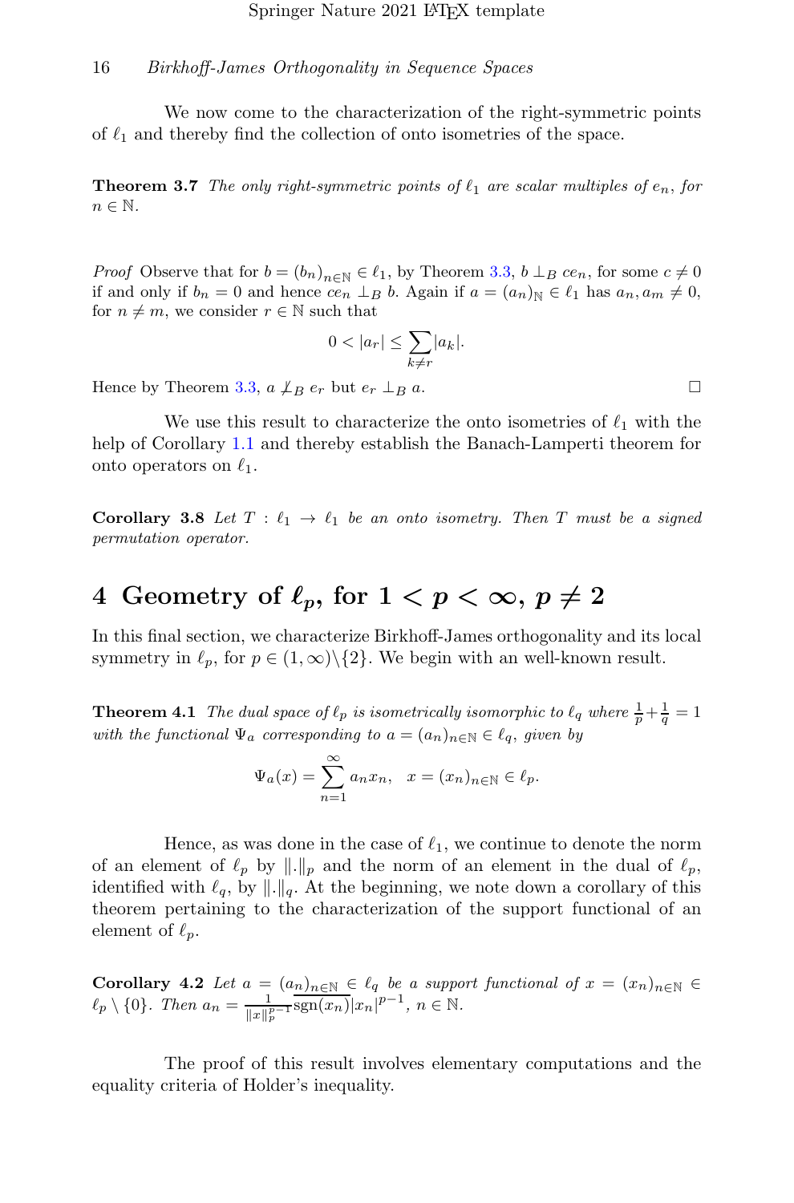We now come to the characterization of the right-symmetric points of $\ell_1$ and thereby find the collection of onto isometries of the space.

**Theorem 3.7** *The only right-symmetric points of $\ell_1$ are scalar multiples of $e_n$, for $n \in \mathbb{N}$.*

*Proof* Observe that for $b = (b_n)_{n\in\mathbb{N}} \in \ell_1$, by Theorem 3.3, $b \perp_B ce_n$, for some $c \neq 0$ if and only if $b_n = 0$ and hence $ce_n \perp_B b$. Again if $a = (a_n)_{\mathbb{N}} \in \ell_1$ has $a_n, a_m \neq 0$, for $n \neq m$, we consider $r \in \mathbb{N}$ such that

$$0 < |a_r| \leq \sum_{k\neq r} |a_k|.$$

Hence by Theorem 3.3, $a \not\perp_B e_r$ but $e_r \perp_B a$. □

We use this result to characterize the onto isometries of $\ell_1$ with the help of Corollary 1.1 and thereby establish the Banach-Lamperti theorem for onto operators on $\ell_1$.

**Corollary 3.8** *Let $T : \ell_1 \to \ell_1$ be an onto isometry. Then $T$ must be a signed permutation operator.*

## 4 Geometry of $\ell_p$, for $1 < p < \infty$, $p \neq 2$

In this final section, we characterize Birkhoff-James orthogonality and its local symmetry in $\ell_p$, for $p \in (1, \infty)\setminus\{2\}$. We begin with an well-known result.

**Theorem 4.1** *The dual space of $\ell_p$ is isometrically isomorphic to $\ell_q$ where $\frac{1}{p} + \frac{1}{q} = 1$ with the functional $\Psi_a$ corresponding to $a = (a_n)_{n\in\mathbb{N}} \in \ell_q$, given by*

$$\Psi_a(x) = \sum_{n=1}^{\infty} a_n x_n, \quad x = (x_n)_{n\in\mathbb{N}} \in \ell_p.$$

Hence, as was done in the case of $\ell_1$, we continue to denote the norm of an element of $\ell_p$ by $\|.\|_p$ and the norm of an element in the dual of $\ell_p$, identified with $\ell_q$, by $\|.\|_q$. At the beginning, we note down a corollary of this theorem pertaining to the characterization of the support functional of an element of $\ell_p$.

**Corollary 4.2** *Let $a = (a_n)_{n\in\mathbb{N}} \in \ell_q$ be a support functional of $x = (x_n)_{n\in\mathbb{N}} \in \ell_p \setminus \{0\}$. Then $a_n = \frac{1}{\|x\|_p^{p-1}} \mathrm{sgn}(x_n)|x_n|^{p-1}$, $n \in \mathbb{N}$.*

The proof of this result involves elementary computations and the equality criteria of Holder's inequality.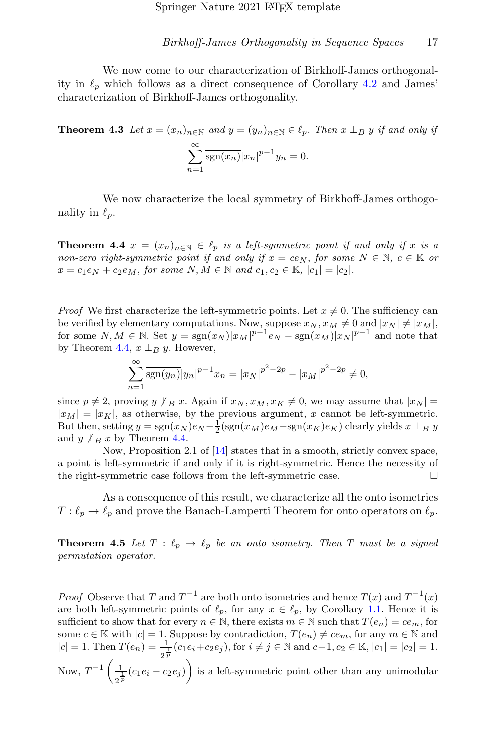We now come to our characterization of Birkhoff-James orthogonality in $\ell_p$ which follows as a direct consequence of Corollary 4.2 and James' characterization of Birkhoff-James orthogonality.

**Theorem 4.3** *Let $x = (x_n)_{n\in\mathbb{N}}$ and $y = (y_n)_{n\in\mathbb{N}} \in \ell_p$. Then $x \perp_B y$ if and only if*

$$\sum_{n=1}^{\infty} \overline{\operatorname{sgn}(x_n)} |x_n|^{p-1} y_n = 0.$$

We now characterize the local symmetry of Birkhoff-James orthogonality in $\ell_p$.

**Theorem 4.4** *$x = (x_n)_{n\in\mathbb{N}} \in \ell_p$ is a left-symmetric point if and only if $x$ is a non-zero right-symmetric point if and only if $x = ce_N$, for some $N \in \mathbb{N}$, $c \in \mathbb{K}$ or $x = c_1 e_N + c_2 e_M$, for some $N, M \in \mathbb{N}$ and $c_1, c_2 \in \mathbb{K}$, $|c_1| = |c_2|$.*

*Proof* We first characterize the left-symmetric points. Let $x \neq 0$. The sufficiency can be verified by elementary computations. Now, suppose $x_N, x_M \neq 0$ and $|x_N| \neq |x_M|$, for some $N, M \in \mathbb{N}$. Set $y = \operatorname{sgn}(x_N)|x_M|^{p-1} e_N - \operatorname{sgn}(x_M)|x_N|^{p-1}$ and note that by Theorem 4.4, $x \perp_B y$. However,

$$\sum_{n=1}^{\infty} \overline{\operatorname{sgn}(y_n)} |y_n|^{p-1} x_n = |x_N|^{p^2-2p} - |x_M|^{p^2-2p} \neq 0,$$

since $p \neq 2$, proving $y \not\perp_B x$. Again if $x_N, x_M, x_K \neq 0$, we may assume that $|x_N| = |x_M| = |x_K|$, as otherwise, by the previous argument, $x$ cannot be left-symmetric. But then, setting $y = \operatorname{sgn}(x_N)e_N - \frac{1}{2}(\operatorname{sgn}(x_M)e_M - \operatorname{sgn}(x_K)e_K)$ clearly yields $x \perp_B y$ and $y \not\perp_B x$ by Theorem 4.4.

Now, Proposition 2.1 of [14] states that in a smooth, strictly convex space, a point is left-symmetric if and only if it is right-symmetric. Hence the necessity of the right-symmetric case follows from the left-symmetric case. $\square$

As a consequence of this result, we characterize all the onto isometries $T : \ell_p \to \ell_p$ and prove the Banach-Lamperti Theorem for onto operators on $\ell_p$.

**Theorem 4.5** *Let $T : \ell_p \to \ell_p$ be an onto isometry. Then $T$ must be a signed permutation operator.*

*Proof* Observe that $T$ and $T^{-1}$ are both onto isometries and hence $T(x)$ and $T^{-1}(x)$ are both left-symmetric points of $\ell_p$, for any $x \in \ell_p$, by Corollary 1.1. Hence it is sufficient to show that for every $n \in \mathbb{N}$, there exists $m \in \mathbb{N}$ such that $T(e_n) = ce_m$, for some $c \in \mathbb{K}$ with $|c| = 1$. Suppose by contradiction, $T(e_n) \neq ce_m$, for any $m \in \mathbb{N}$ and $|c| = 1$. Then $T(e_n) = \frac{1}{2^{\frac{1}{p}}}(c_1 e_i + c_2 e_j)$, for $i \neq j \in \mathbb{N}$ and $c-1, c_2 \in \mathbb{K}$, $|c_1| = |c_2| = 1$. Now, $T^{-1}\left(\frac{1}{2^{\frac{1}{p}}}(c_1 e_i - c_2 e_j)\right)$ is a left-symmetric point other than any unimodular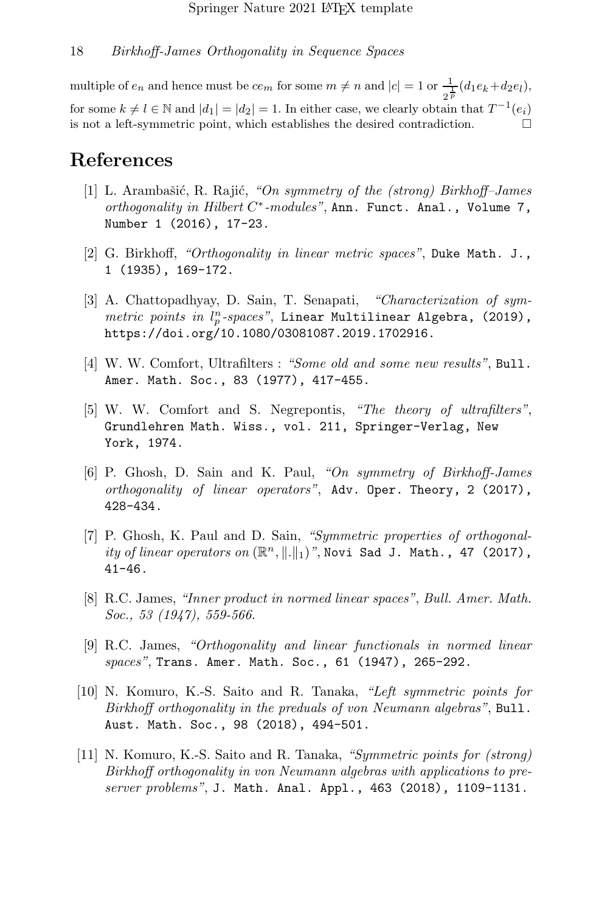multiple of $e_n$ and hence must be $ce_m$ for some $m \neq n$ and $|c| = 1$ or $\frac{1}{2^{\frac{1}{p}}}(d_1e_k + d_2e_l)$, for some $k \neq l \in \mathbb{N}$ and $|d_1| = |d_2| = 1$. In either case, we clearly obtain that $T^{-1}(e_i)$ is not a left-symmetric point, which establishes the desired contradiction. □

# References

[1] L. Arambašić, R. Rajić, *"On symmetry of the (strong) Birkhoff–James orthogonality in Hilbert $C^*$-modules"*, Ann. Funct. Anal., Volume 7, Number 1 (2016), 17-23.

[2] G. Birkhoff, *"Orthogonality in linear metric spaces"*, Duke Math. J., 1 (1935), 169-172.

[3] A. Chattopadhyay, D. Sain, T. Senapati, *"Characterization of symmetric points in $l_p^n$-spaces"*, Linear Multilinear Algebra, (2019), https://doi.org/10.1080/03081087.2019.1702916.

[4] W. W. Comfort, Ultrafilters : *"Some old and some new results"*, Bull. Amer. Math. Soc., 83 (1977), 417-455.

[5] W. W. Comfort and S. Negrepontis, *"The theory of ultrafilters"*, Grundlehren Math. Wiss., vol. 211, Springer-Verlag, New York, 1974.

[6] P. Ghosh, D. Sain and K. Paul, *"On symmetry of Birkhoff-James orthogonality of linear operators"*, Adv. Oper. Theory, 2 (2017), 428-434.

[7] P. Ghosh, K. Paul and D. Sain, *"Symmetric properties of orthogonality of linear operators on $(\mathbb{R}^n, \|.\|_1)$"*, Novi Sad J. Math., 47 (2017), 41-46.

[8] R.C. James, *"Inner product in normed linear spaces"*, *Bull. Amer. Math. Soc., 53 (1947), 559-566.*

[9] R.C. James, *"Orthogonality and linear functionals in normed linear spaces"*, Trans. Amer. Math. Soc., 61 (1947), 265-292.

[10] N. Komuro, K.-S. Saito and R. Tanaka, *"Left symmetric points for Birkhoff orthogonality in the preduals of von Neumann algebras"*, Bull. Aust. Math. Soc., 98 (2018), 494-501.

[11] N. Komuro, K.-S. Saito and R. Tanaka, *"Symmetric points for (strong) Birkhoff orthogonality in von Neumann algebras with applications to preserver problems"*, J. Math. Anal. Appl., 463 (2018), 1109-1131.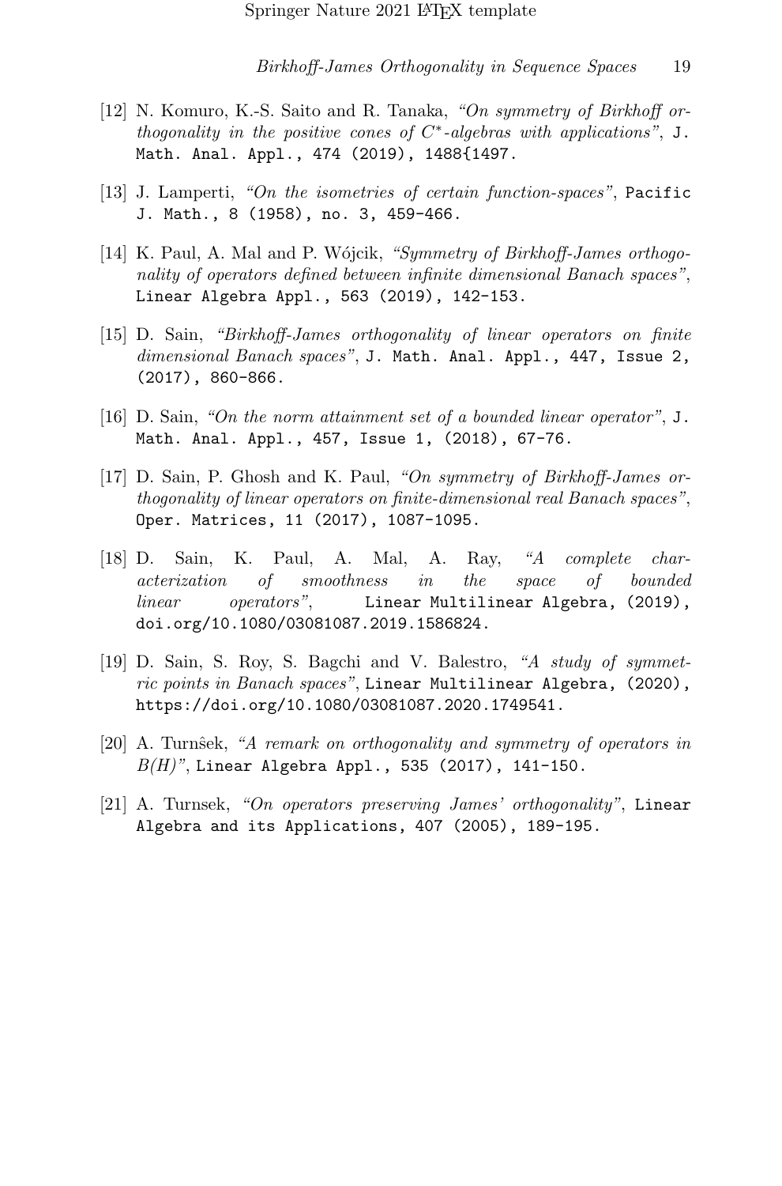[12] N. Komuro, K.-S. Saito and R. Tanaka, *"On symmetry of Birkhoff orthogonality in the positive cones of $C^*$-algebras with applications"*, J. Math. Anal. Appl., 474 (2019), 1488{1497.

[13] J. Lamperti, *"On the isometries of certain function-spaces"*, Pacific J. Math., 8 (1958), no. 3, 459-466.

[14] K. Paul, A. Mal and P. Wójcik, *"Symmetry of Birkhoff-James orthogonality of operators defined between infinite dimensional Banach spaces"*, Linear Algebra Appl., 563 (2019), 142-153.

[15] D. Sain, *"Birkhoff-James orthogonality of linear operators on finite dimensional Banach spaces"*, J. Math. Anal. Appl., 447, Issue 2, (2017), 860-866.

[16] D. Sain, *"On the norm attainment set of a bounded linear operator"*, J. Math. Anal. Appl., 457, Issue 1, (2018), 67-76.

[17] D. Sain, P. Ghosh and K. Paul, *"On symmetry of Birkhoff-James orthogonality of linear operators on finite-dimensional real Banach spaces"*, Oper. Matrices, 11 (2017), 1087-1095.

[18] D. Sain, K. Paul, A. Mal, A. Ray, *"A complete characterization of smoothness in the space of bounded linear operators"*, Linear Multilinear Algebra, (2019), doi.org/10.1080/03081087.2019.1586824.

[19] D. Sain, S. Roy, S. Bagchi and V. Balestro, *"A study of symmetric points in Banach spaces"*, Linear Multilinear Algebra, (2020), https://doi.org/10.1080/03081087.2020.1749541.

[20] A. Turnŝek, *"A remark on orthogonality and symmetry of operators in B(H)"*, Linear Algebra Appl., 535 (2017), 141-150.

[21] A. Turnsek, *"On operators preserving James' orthogonality"*, Linear Algebra and its Applications, 407 (2005), 189-195.